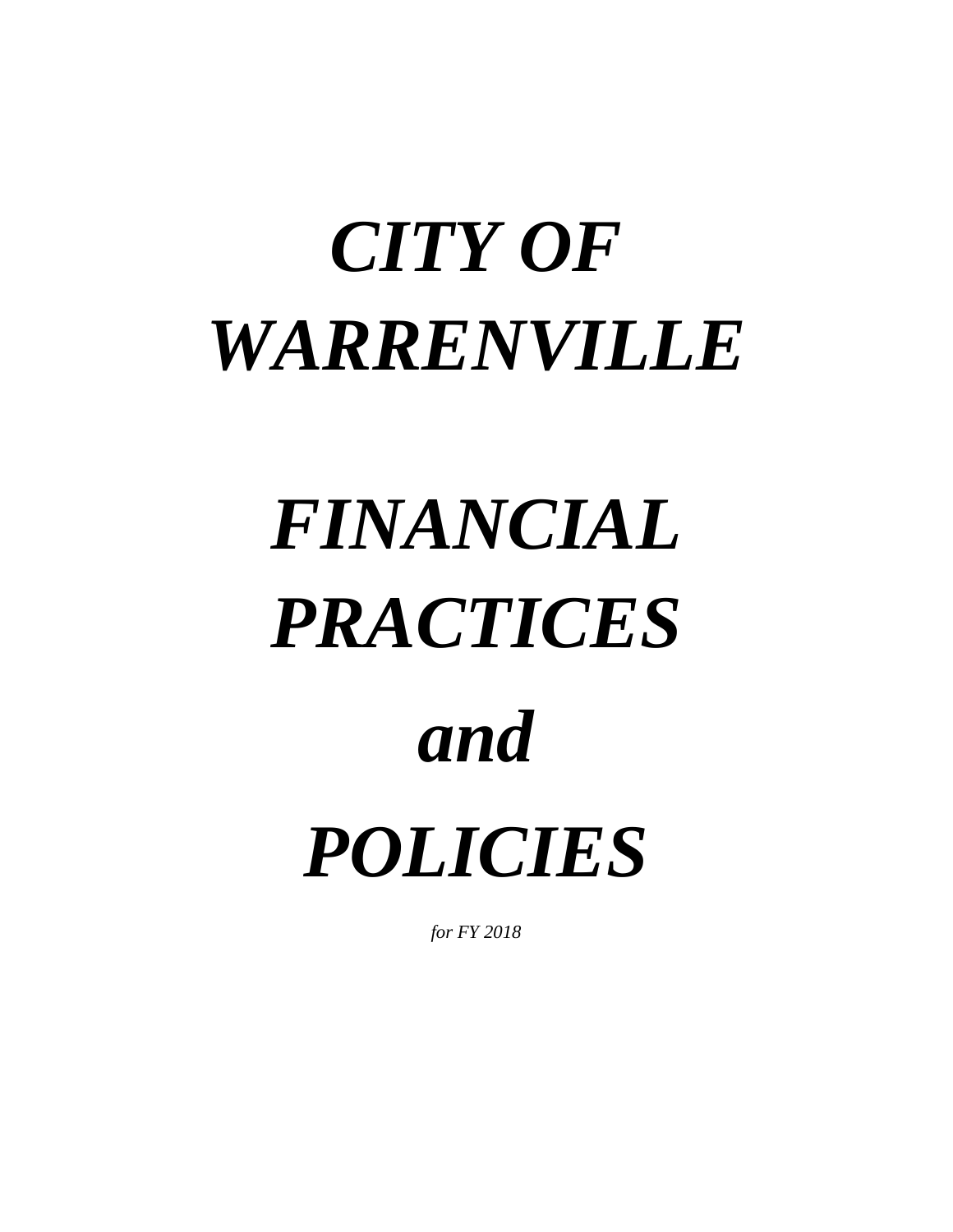# *CITY OF WARRENVILLE*

# *FINANCIAL PRACTICES and POLICIES*

*for FY 2018*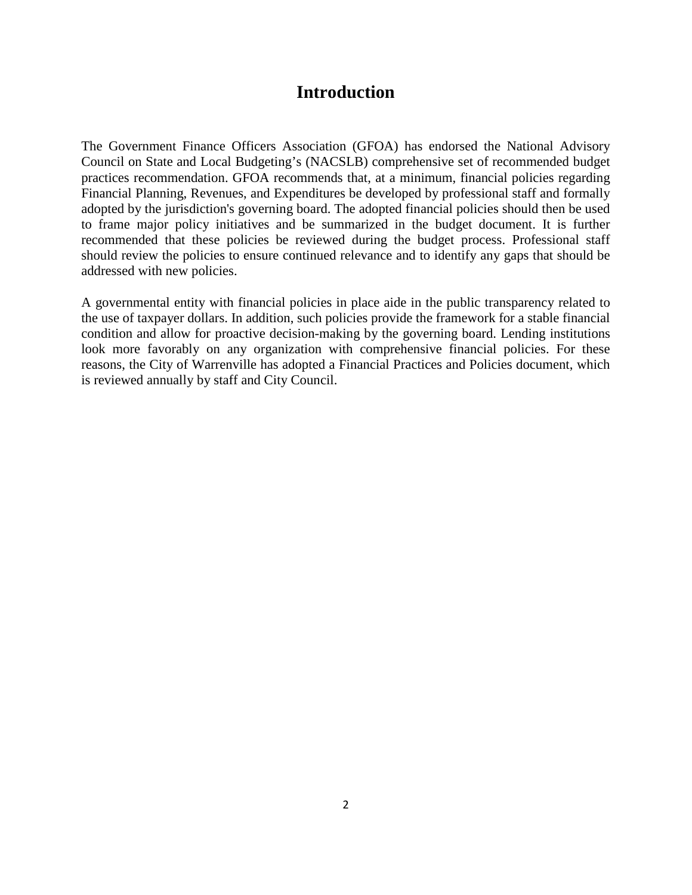# Introduction

The Government Finance Officers Association (GFOA) has endorsed the National Advisory Council on State and Local Budgeting's (NACSLB) comprehensive set of recommended budget practices recommendation. GFOA recommends that, at a minimum, financial policies regarding Financial Planning, Revenues, and Expenditures be developed by professional staff and formally adopted by the jurisdiction's governing board. The adopted financial policies should then be used to frame major policy initiatives and be summarized in the budget document. It is further recommended that these policies be reviewed during the budget process. Professional staff should review the policies to ensure continued relevance and to identify any gaps that should be addressed with new policies.

A governmental entity with financial policies in place aide in the public transparency related to the use of taxpayer dollars. In addition, such policies provide the framework for a stable financial condition and allow for proactive decision-making by the governing board. Lending institutions look more favorably on any organization with comprehensive financial policies. For these reasons, the City of Warrenville has adopted a Financial Practices and Policies document, which is reviewed annually by staff and City Council.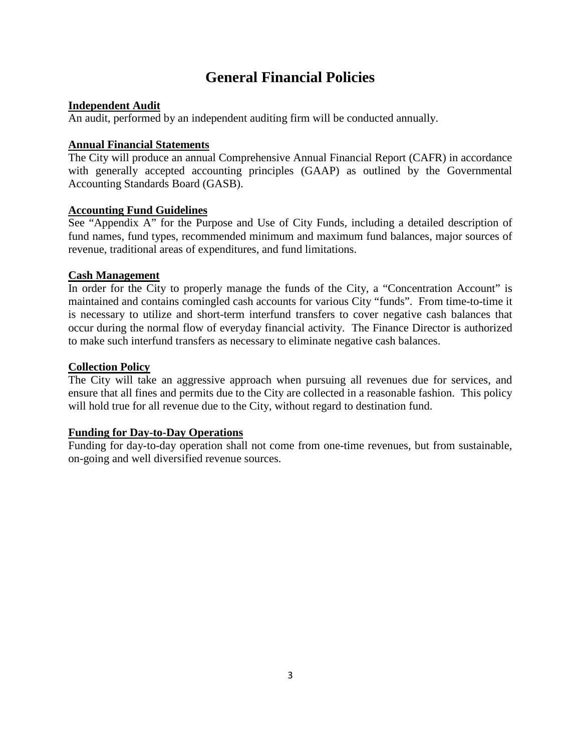# General Financial Policies

**Independent Audit**

An audit, performed by an independent auditing firm will be conducted annually.

**Annual Financial Statements**

The City will produce an annual Comprehensive Annual Financial Report (CAFR) in accordance with generally accepted accounting principles (GAAP) as outlined by the Governmental Accounting Standards Board (GASB).

**Accounting Fund Guidelines**

See "Appendix A" for the Purpose and Use of City Funds, including a detailed description of fund names, fund types, recommended minimum and maximum fund balances, major sources of revenue, traditional areas of expenditures, and fund limitations.

**Cash Management**

In order for the City to properly manage the funds of the City, a "Concentration Account" is maintained and contains comingled cash accounts for various City "funds". From time-to-time it is necessary to utilize and short-term interfund transfers to cover negative cash balances that occur during the normal flow of everyday financial activity. The Finance Director is authorized to make such interfund transfers as necessary to eliminate negative cash balances.

**Collection Policy**

The City will take an aggressive approach when pursuing all revenues due for services, and ensure that all fines and permits due to the City are collected in a reasonable fashion. This policy will hold true for all revenue due to the City, without regard to destination fund.

**Funding for Day-to-Day Operations**

Funding for day-to-day operation shall not come from one-time revenues, but from sustainable, on-going and well diversified revenue sources.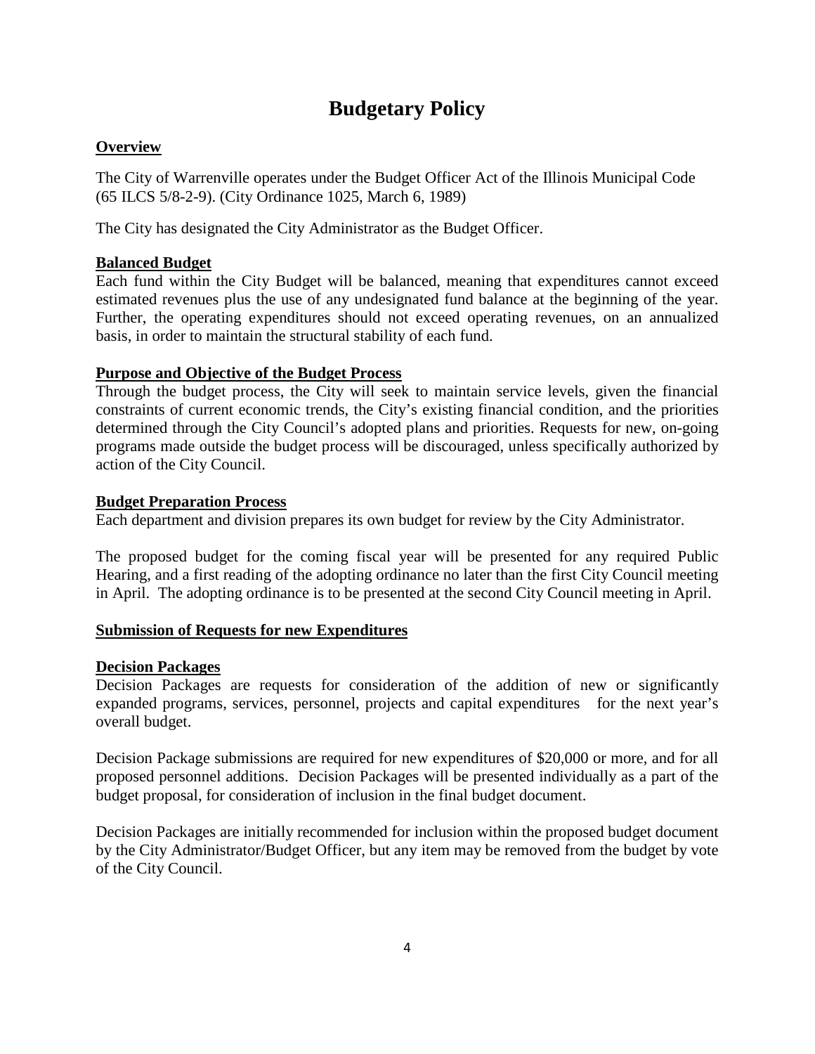# Budgetary Policy

## Overview

The City of Warrenville operates under the Budget Officer Act of the Illinois Municipal Code (65 ILCS 5/8-2-9). (City Ordinance 1025, March 6, 1989)

The City has designated the City Administrator as the Budget Officer.

## Balanced Budget

Each fund within the City Budget will be balanced, meaning that expenditures cannot exceed estimated revenues plus the use of any undesignated fund balance at the beginning of the year. Further, the operating expenditures should not exceed operating revenues, on an annualized basis, in order to maintain the structural stability of each fund.

## Purpose and Objective of the Budget Process

Through the budget process, the City will seek to maintain service levels, given the financial constraints of current economic trends, the City's existing financial condition, and the priorities determined through the City Council's adopted plans and priorities. Requests for new, on-going programs made outside the budget process will be discouraged, unless specifically authorized by action of the City Council.

## Budget Preparation Process

Each department and division prepares its own budget for review by the City Administrator.

The proposed budget for the coming fiscal year will be presented for any required Public Hearing, and a first reading of the adopting ordinance no later than the first City Council meeting in April. The adopting ordinance is to be presented at the second City Council meeting in April.

## Submission of Requests for new Expenditures

## Decision Packages

Decision Packages are requests for consideration of the addition of new or significantly expanded programs, services, personnel, projects and capital expenditures for the next year's overall budget.

Decision Package submissions are required for new expenditures of $20,000 or more, and for all proposed personnel additions. Decision Packages will be presented individually as a part of the budget proposal, for consideration of inclusion in the final budget document.

Decision Packages are initially recommended for inclusion within the proposed budget document by the City Administrator/Budget Officer, but any item may be removed from the budget by vote of the City Council.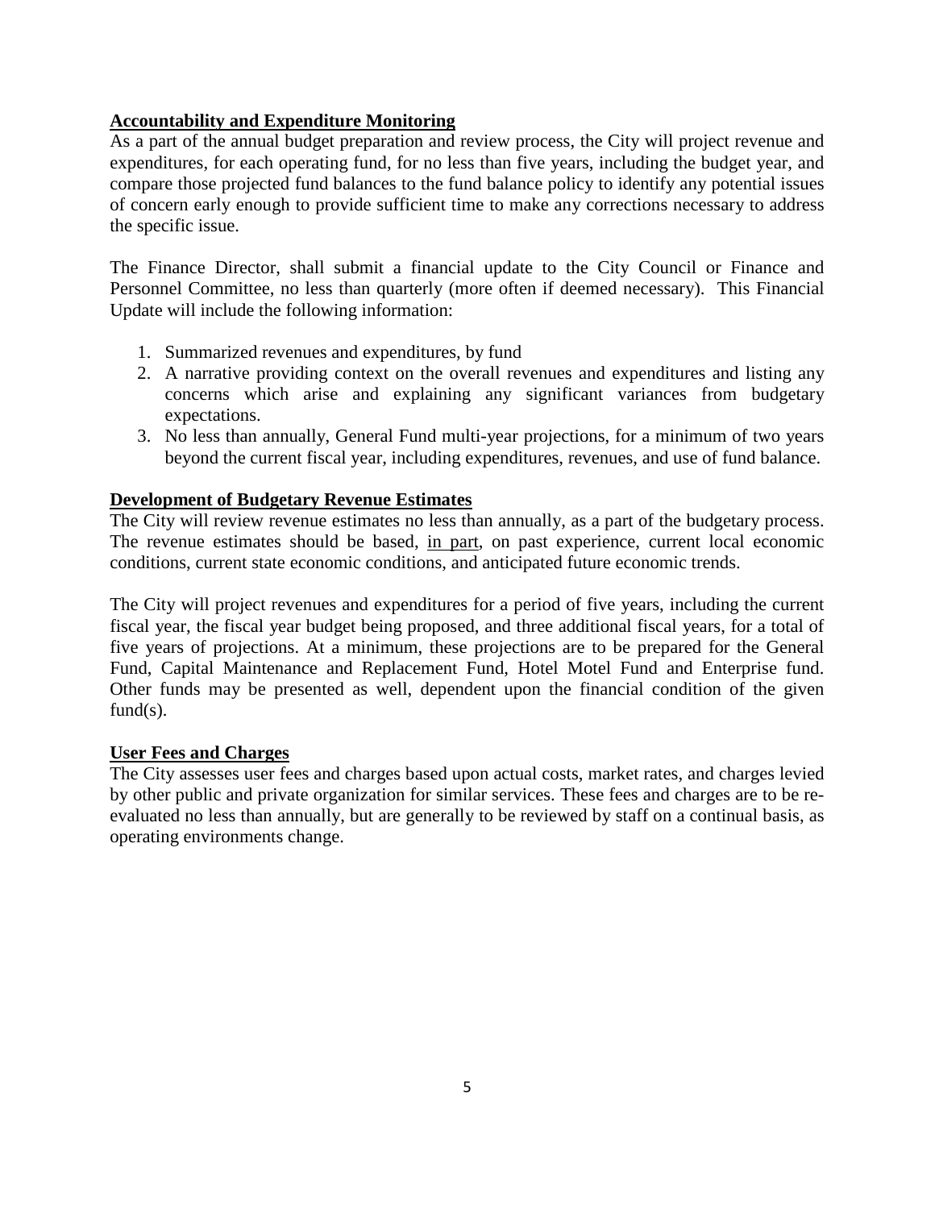**Accountability and Expenditure Monitoring**

As a part of the annual budget preparation and review process, the City will project revenue and expenditures, for each operating fund, for no less than five years, including the budget year, and compare those projected fund balances to the fund balance policy to identify any potential issues of concern early enough to provide sufficient time to make any corrections necessary to address the specific issue.

The Finance Director, shall submit a financial update to the City Council or Finance and Personnel Committee, no less than quarterly (more often if deemed necessary). This Financial Update will include the following information:

1. Summarized revenues and expenditures, by fund
2. A narrative providing context on the overall revenues and expenditures and listing any concerns which arise and explaining any significant variances from budgetary expectations.
3. No less than annually, General Fund multi-year projections, for a minimum of two years beyond the current fiscal year, including expenditures, revenues, and use of fund balance.

**Development of Budgetary Revenue Estimates**

The City will review revenue estimates no less than annually, as a part of the budgetary process. The revenue estimates should be based, <u>in part</u>, on past experience, current local economic conditions, current state economic conditions, and anticipated future economic trends.

The City will project revenues and expenditures for a period of five years, including the current fiscal year, the fiscal year budget being proposed, and three additional fiscal years, for a total of five years of projections. At a minimum, these projections are to be prepared for the General Fund, Capital Maintenance and Replacement Fund, Hotel Motel Fund and Enterprise fund. Other funds may be presented as well, dependent upon the financial condition of the given fund(s).

**User Fees and Charges**

The City assesses user fees and charges based upon actual costs, market rates, and charges levied by other public and private organization for similar services. These fees and charges are to be re-evaluated no less than annually, but are generally to be reviewed by staff on a continual basis, as operating environments change.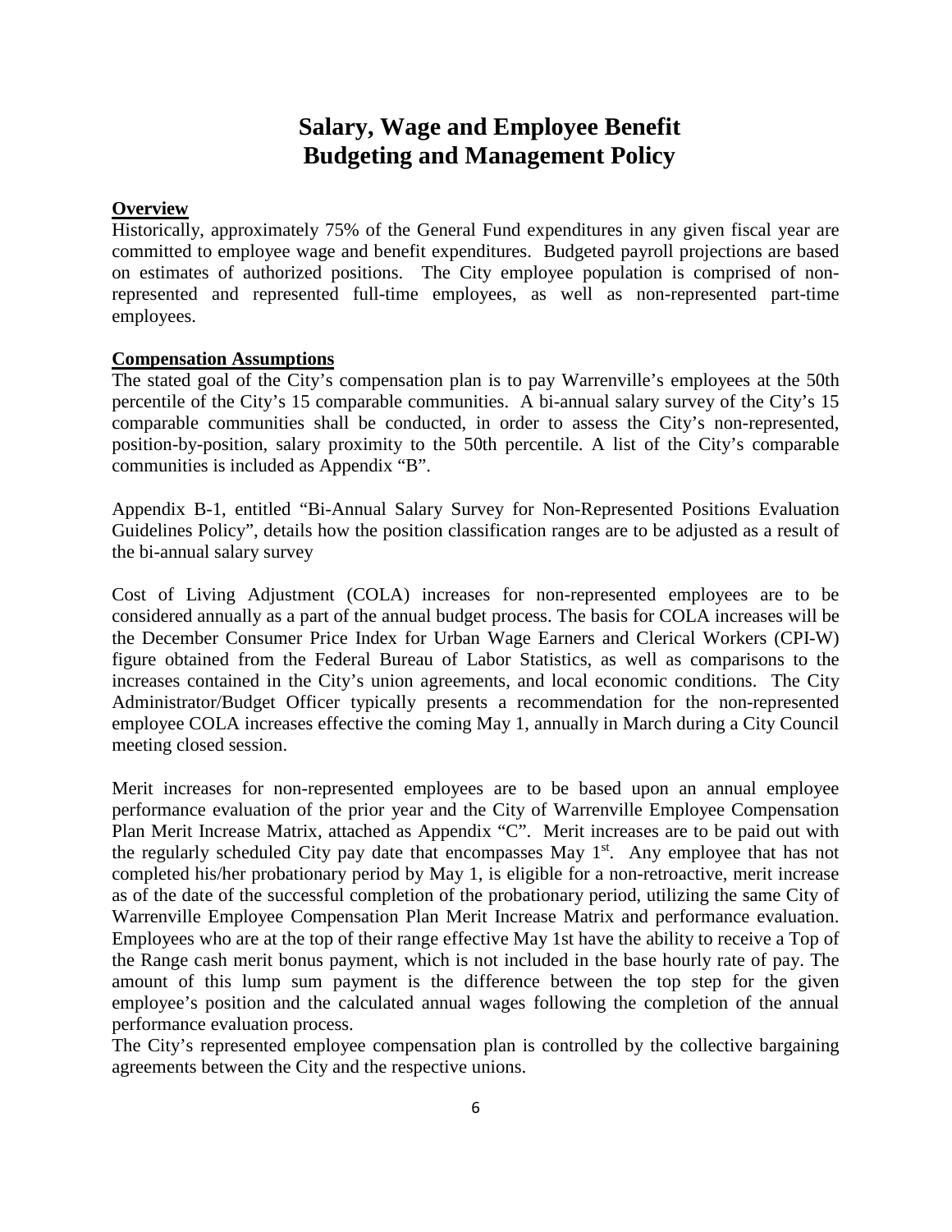# Salary, Wage and Employee Benefit Budgeting and Management Policy

**Overview**

Historically, approximately 75% of the General Fund expenditures in any given fiscal year are committed to employee wage and benefit expenditures. Budgeted payroll projections are based on estimates of authorized positions. The City employee population is comprised of non-represented and represented full-time employees, as well as non-represented part-time employees.

**Compensation Assumptions**

The stated goal of the City's compensation plan is to pay Warrenville's employees at the 50th percentile of the City's 15 comparable communities. A bi-annual salary survey of the City's 15 comparable communities shall be conducted, in order to assess the City's non-represented, position-by-position, salary proximity to the 50th percentile. A list of the City's comparable communities is included as Appendix "B".

Appendix B-1, entitled "Bi-Annual Salary Survey for Non-Represented Positions Evaluation Guidelines Policy", details how the position classification ranges are to be adjusted as a result of the bi-annual salary survey

Cost of Living Adjustment (COLA) increases for non-represented employees are to be considered annually as a part of the annual budget process. The basis for COLA increases will be the December Consumer Price Index for Urban Wage Earners and Clerical Workers (CPI-W) figure obtained from the Federal Bureau of Labor Statistics, as well as comparisons to the increases contained in the City's union agreements, and local economic conditions. The City Administrator/Budget Officer typically presents a recommendation for the non-represented employee COLA increases effective the coming May 1, annually in March during a City Council meeting closed session.

Merit increases for non-represented employees are to be based upon an annual employee performance evaluation of the prior year and the City of Warrenville Employee Compensation Plan Merit Increase Matrix, attached as Appendix "C". Merit increases are to be paid out with the regularly scheduled City pay date that encompasses May 1st. Any employee that has not completed his/her probationary period by May 1, is eligible for a non-retroactive, merit increase as of the date of the successful completion of the probationary period, utilizing the same City of Warrenville Employee Compensation Plan Merit Increase Matrix and performance evaluation. Employees who are at the top of their range effective May 1st have the ability to receive a Top of the Range cash merit bonus payment, which is not included in the base hourly rate of pay. The amount of this lump sum payment is the difference between the top step for the given employee's position and the calculated annual wages following the completion of the annual performance evaluation process.

The City's represented employee compensation plan is controlled by the collective bargaining agreements between the City and the respective unions.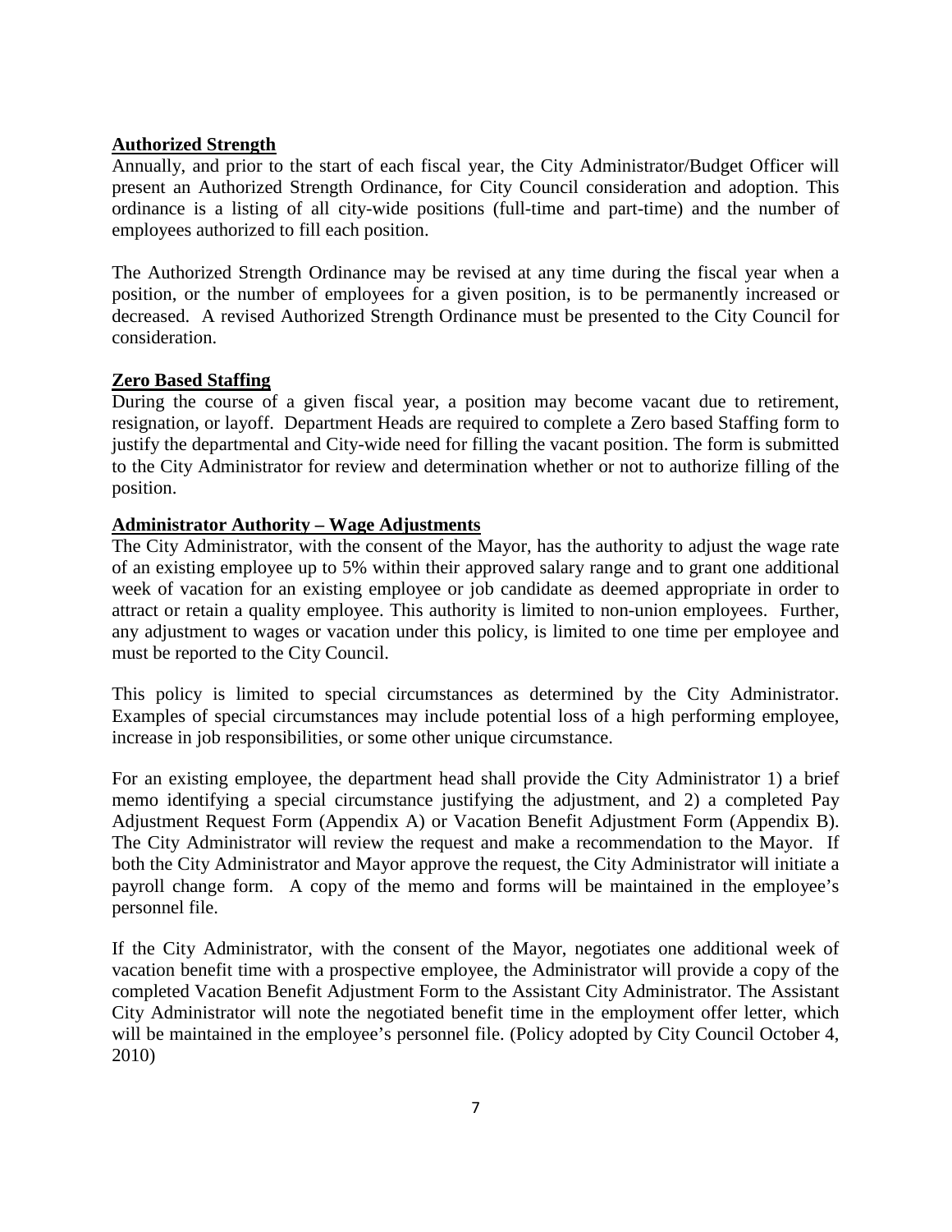**Authorized Strength**

Annually, and prior to the start of each fiscal year, the City Administrator/Budget Officer will present an Authorized Strength Ordinance, for City Council consideration and adoption. This ordinance is a listing of all city-wide positions (full-time and part-time) and the number of employees authorized to fill each position.

The Authorized Strength Ordinance may be revised at any time during the fiscal year when a position, or the number of employees for a given position, is to be permanently increased or decreased. A revised Authorized Strength Ordinance must be presented to the City Council for consideration.

**Zero Based Staffing**

During the course of a given fiscal year, a position may become vacant due to retirement, resignation, or layoff. Department Heads are required to complete a Zero based Staffing form to justify the departmental and City-wide need for filling the vacant position. The form is submitted to the City Administrator for review and determination whether or not to authorize filling of the position.

**Administrator Authority – Wage Adjustments**

The City Administrator, with the consent of the Mayor, has the authority to adjust the wage rate of an existing employee up to 5% within their approved salary range and to grant one additional week of vacation for an existing employee or job candidate as deemed appropriate in order to attract or retain a quality employee. This authority is limited to non-union employees. Further, any adjustment to wages or vacation under this policy, is limited to one time per employee and must be reported to the City Council.

This policy is limited to special circumstances as determined by the City Administrator. Examples of special circumstances may include potential loss of a high performing employee, increase in job responsibilities, or some other unique circumstance.

For an existing employee, the department head shall provide the City Administrator 1) a brief memo identifying a special circumstance justifying the adjustment, and 2) a completed Pay Adjustment Request Form (Appendix A) or Vacation Benefit Adjustment Form (Appendix B). The City Administrator will review the request and make a recommendation to the Mayor. If both the City Administrator and Mayor approve the request, the City Administrator will initiate a payroll change form. A copy of the memo and forms will be maintained in the employee's personnel file.

If the City Administrator, with the consent of the Mayor, negotiates one additional week of vacation benefit time with a prospective employee, the Administrator will provide a copy of the completed Vacation Benefit Adjustment Form to the Assistant City Administrator. The Assistant City Administrator will note the negotiated benefit time in the employment offer letter, which will be maintained in the employee's personnel file. (Policy adopted by City Council October 4, 2010)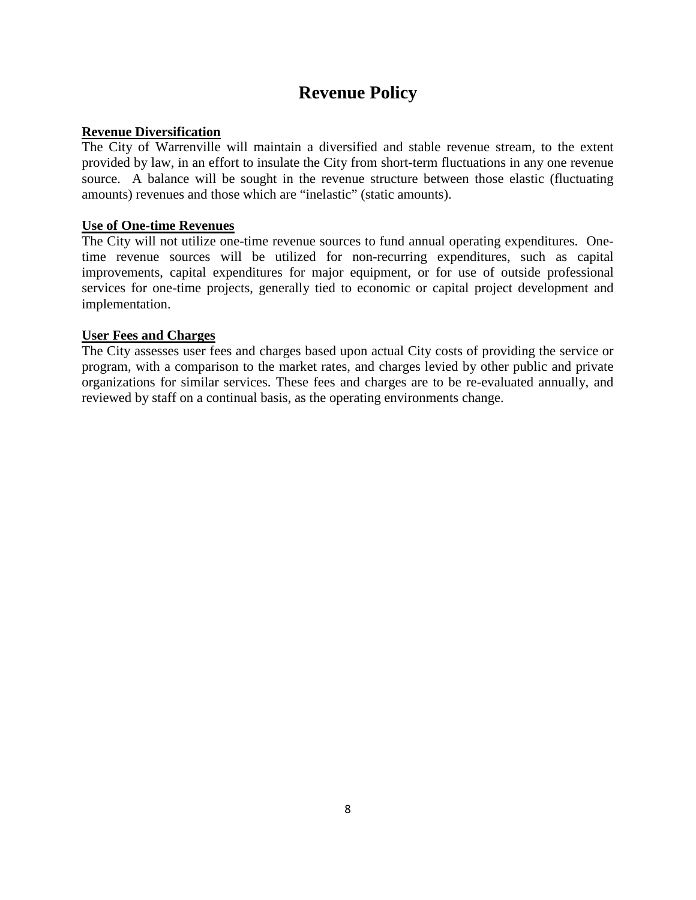# Revenue Policy

**Revenue Diversification**

The City of Warrenville will maintain a diversified and stable revenue stream, to the extent provided by law, in an effort to insulate the City from short-term fluctuations in any one revenue source. A balance will be sought in the revenue structure between those elastic (fluctuating amounts) revenues and those which are "inelastic" (static amounts).

**Use of One-time Revenues**

The City will not utilize one-time revenue sources to fund annual operating expenditures. One-time revenue sources will be utilized for non-recurring expenditures, such as capital improvements, capital expenditures for major equipment, or for use of outside professional services for one-time projects, generally tied to economic or capital project development and implementation.

**User Fees and Charges**

The City assesses user fees and charges based upon actual City costs of providing the service or program, with a comparison to the market rates, and charges levied by other public and private organizations for similar services. These fees and charges are to be re-evaluated annually, and reviewed by staff on a continual basis, as the operating environments change.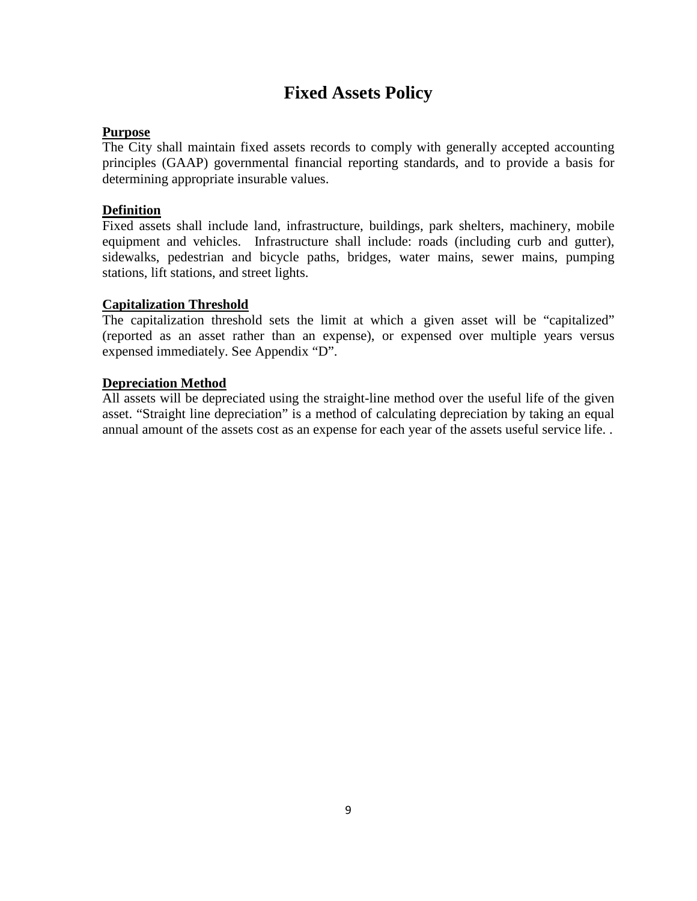# Fixed Assets Policy

**Purpose**

The City shall maintain fixed assets records to comply with generally accepted accounting principles (GAAP) governmental financial reporting standards, and to provide a basis for determining appropriate insurable values.

**Definition**

Fixed assets shall include land, infrastructure, buildings, park shelters, machinery, mobile equipment and vehicles. Infrastructure shall include: roads (including curb and gutter), sidewalks, pedestrian and bicycle paths, bridges, water mains, sewer mains, pumping stations, lift stations, and street lights.

**Capitalization Threshold**

The capitalization threshold sets the limit at which a given asset will be "capitalized" (reported as an asset rather than an expense), or expensed over multiple years versus expensed immediately. See Appendix "D".

**Depreciation Method**

All assets will be depreciated using the straight-line method over the useful life of the given asset. "Straight line depreciation" is a method of calculating depreciation by taking an equal annual amount of the assets cost as an expense for each year of the assets useful service life. .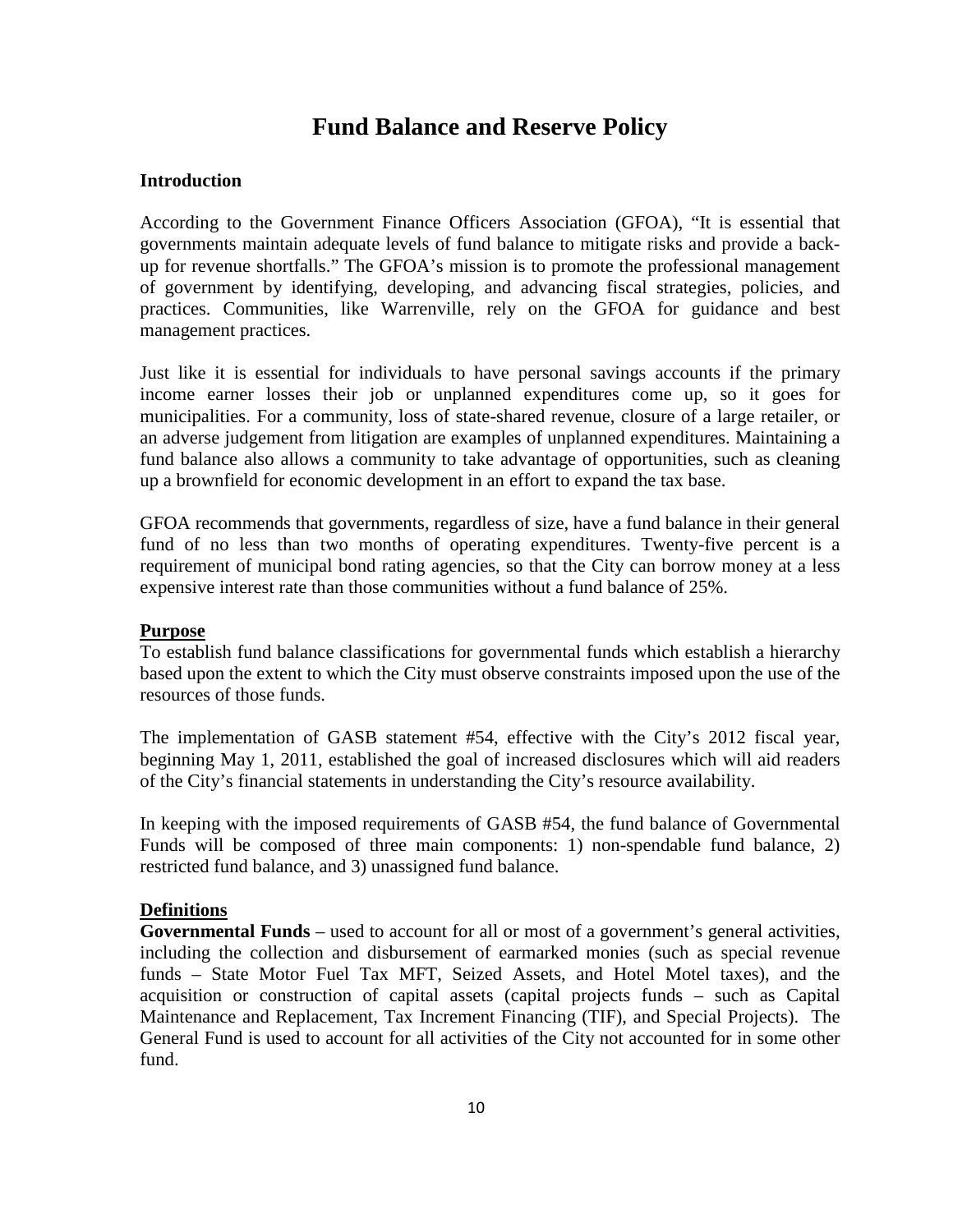# Fund Balance and Reserve Policy

**Introduction**

According to the Government Finance Officers Association (GFOA), "It is essential that governments maintain adequate levels of fund balance to mitigate risks and provide a back-up for revenue shortfalls." The GFOA's mission is to promote the professional management of government by identifying, developing, and advancing fiscal strategies, policies, and practices. Communities, like Warrenville, rely on the GFOA for guidance and best management practices.

Just like it is essential for individuals to have personal savings accounts if the primary income earner losses their job or unplanned expenditures come up, so it goes for municipalities. For a community, loss of state-shared revenue, closure of a large retailer, or an adverse judgement from litigation are examples of unplanned expenditures. Maintaining a fund balance also allows a community to take advantage of opportunities, such as cleaning up a brownfield for economic development in an effort to expand the tax base.

GFOA recommends that governments, regardless of size, have a fund balance in their general fund of no less than two months of operating expenditures. Twenty-five percent is a requirement of municipal bond rating agencies, so that the City can borrow money at a less expensive interest rate than those communities without a fund balance of 25%.

**Purpose**

To establish fund balance classifications for governmental funds which establish a hierarchy based upon the extent to which the City must observe constraints imposed upon the use of the resources of those funds.

The implementation of GASB statement #54, effective with the City's 2012 fiscal year, beginning May 1, 2011, established the goal of increased disclosures which will aid readers of the City's financial statements in understanding the City's resource availability.

In keeping with the imposed requirements of GASB #54, the fund balance of Governmental Funds will be composed of three main components: 1) non-spendable fund balance, 2) restricted fund balance, and 3) unassigned fund balance.

**Definitions**

**Governmental Funds** – used to account for all or most of a government's general activities, including the collection and disbursement of earmarked monies (such as special revenue funds – State Motor Fuel Tax MFT, Seized Assets, and Hotel Motel taxes), and the acquisition or construction of capital assets (capital projects funds – such as Capital Maintenance and Replacement, Tax Increment Financing (TIF), and Special Projects). The General Fund is used to account for all activities of the City not accounted for in some other fund.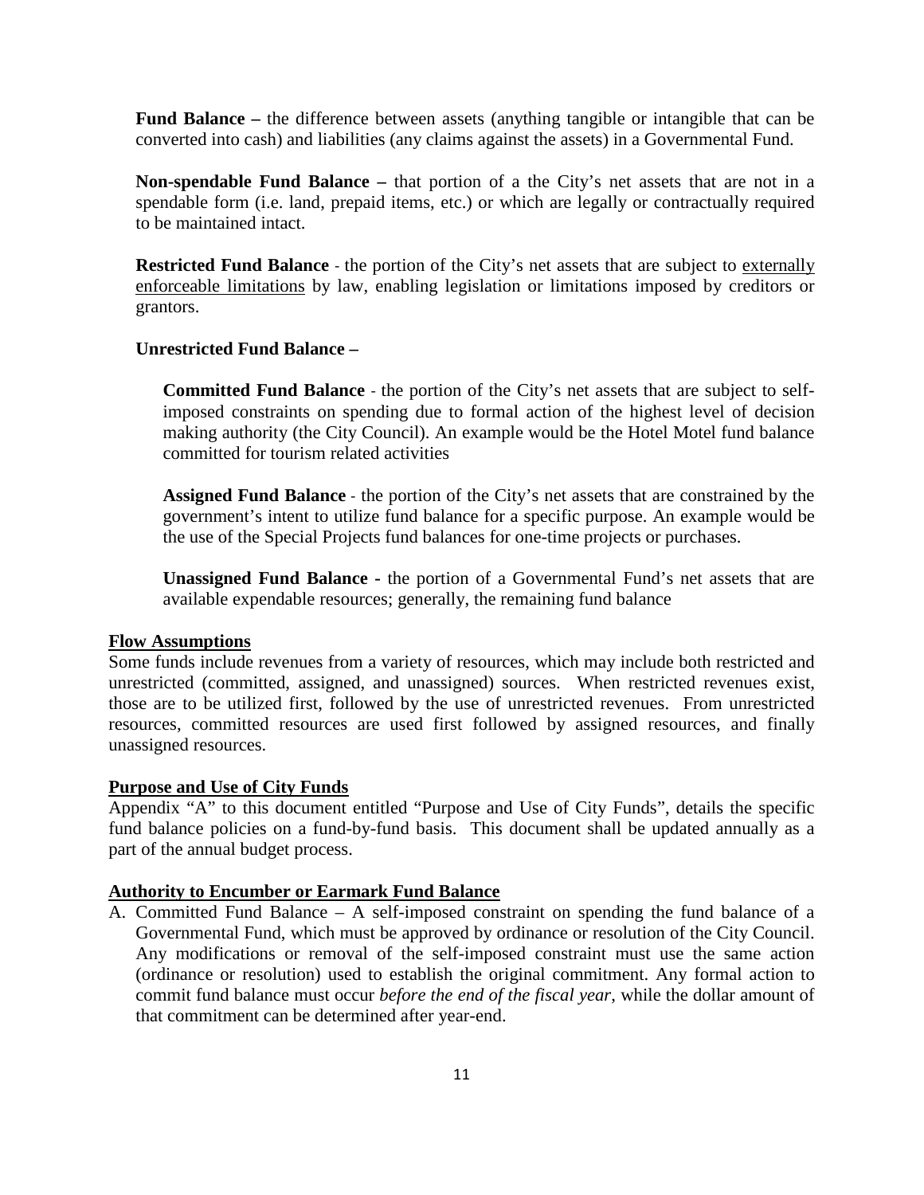**Fund Balance –** the difference between assets (anything tangible or intangible that can be converted into cash) and liabilities (any claims against the assets) in a Governmental Fund.

**Non-spendable Fund Balance –** that portion of a the City's net assets that are not in a spendable form (i.e. land, prepaid items, etc.) or which are legally or contractually required to be maintained intact.

**Restricted Fund Balance** - the portion of the City's net assets that are subject to externally enforceable limitations by law, enabling legislation or limitations imposed by creditors or grantors.

**Unrestricted Fund Balance –**

**Committed Fund Balance** - the portion of the City's net assets that are subject to self-imposed constraints on spending due to formal action of the highest level of decision making authority (the City Council). An example would be the Hotel Motel fund balance committed for tourism related activities

**Assigned Fund Balance** - the portion of the City's net assets that are constrained by the government's intent to utilize fund balance for a specific purpose. An example would be the use of the Special Projects fund balances for one-time projects or purchases.

**Unassigned Fund Balance -** the portion of a Governmental Fund's net assets that are available expendable resources; generally, the remaining fund balance

**Flow Assumptions**

Some funds include revenues from a variety of resources, which may include both restricted and unrestricted (committed, assigned, and unassigned) sources. When restricted revenues exist, those are to be utilized first, followed by the use of unrestricted revenues. From unrestricted resources, committed resources are used first followed by assigned resources, and finally unassigned resources.

**Purpose and Use of City Funds**

Appendix "A" to this document entitled "Purpose and Use of City Funds", details the specific fund balance policies on a fund-by-fund basis. This document shall be updated annually as a part of the annual budget process.

**Authority to Encumber or Earmark Fund Balance**

A. Committed Fund Balance – A self-imposed constraint on spending the fund balance of a Governmental Fund, which must be approved by ordinance or resolution of the City Council. Any modifications or removal of the self-imposed constraint must use the same action (ordinance or resolution) used to establish the original commitment. Any formal action to commit fund balance must occur *before the end of the fiscal year*, while the dollar amount of that commitment can be determined after year-end.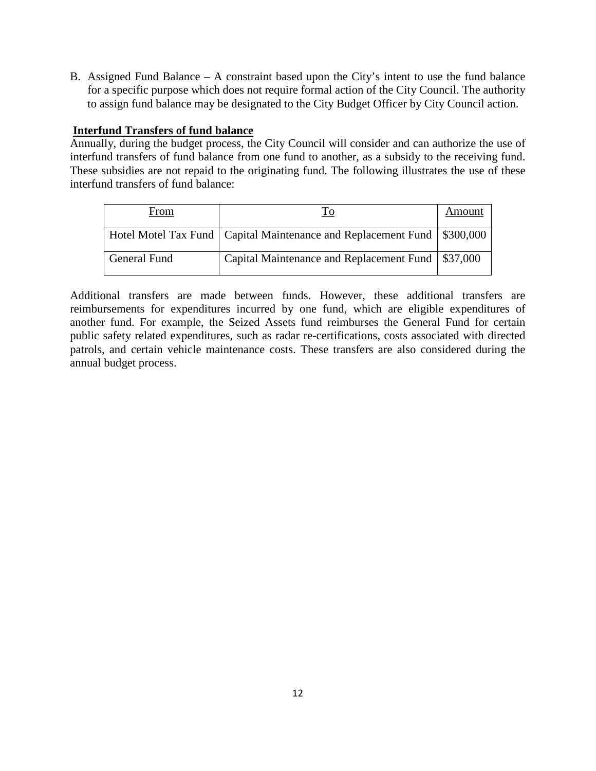B. Assigned Fund Balance – A constraint based upon the City's intent to use the fund balance for a specific purpose which does not require formal action of the City Council. The authority to assign fund balance may be designated to the City Budget Officer by City Council action.

## Interfund Transfers of fund balance

Annually, during the budget process, the City Council will consider and can authorize the use of interfund transfers of fund balance from one fund to another, as a subsidy to the receiving fund. These subsidies are not repaid to the originating fund. The following illustrates the use of these interfund transfers of fund balance:

| From | To | Amount |
|---|---|---|
| Hotel Motel Tax Fund | Capital Maintenance and Replacement Fund | $300,000 |
| General Fund | Capital Maintenance and Replacement Fund | $37,000 |

Additional transfers are made between funds. However, these additional transfers are reimbursements for expenditures incurred by one fund, which are eligible expenditures of another fund. For example, the Seized Assets fund reimburses the General Fund for certain public safety related expenditures, such as radar re-certifications, costs associated with directed patrols, and certain vehicle maintenance costs. These transfers are also considered during the annual budget process.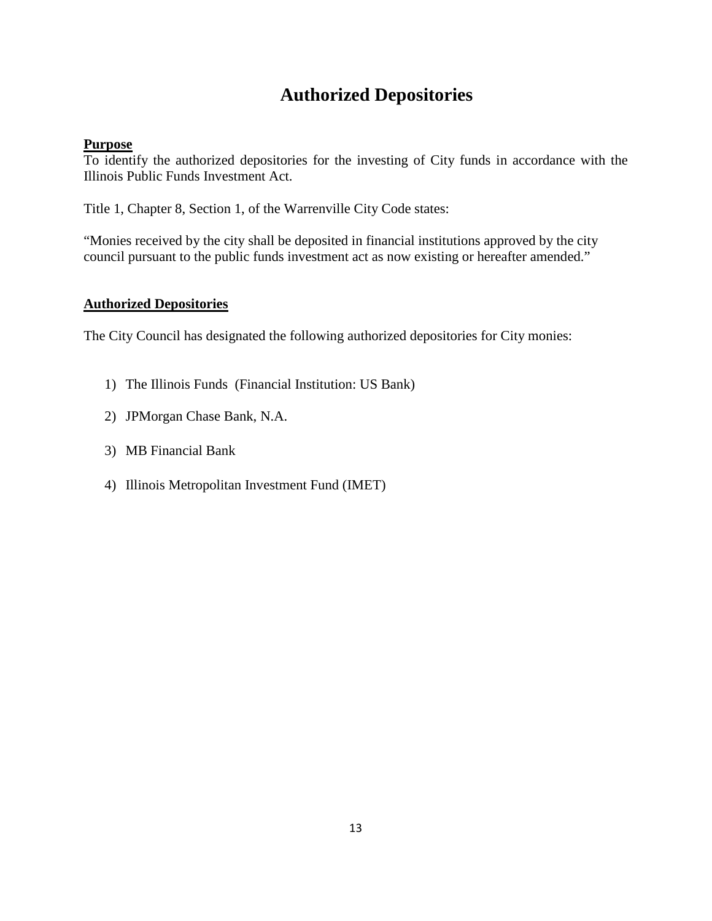# Authorized Depositories

**Purpose**

To identify the authorized depositories for the investing of City funds in accordance with the Illinois Public Funds Investment Act.

Title 1, Chapter 8, Section 1, of the Warrenville City Code states:

"Monies received by the city shall be deposited in financial institutions approved by the city council pursuant to the public funds investment act as now existing or hereafter amended."

**Authorized Depositories**

The City Council has designated the following authorized depositories for City monies:

1) The Illinois Funds (Financial Institution: US Bank)
2) JPMorgan Chase Bank, N.A.
3) MB Financial Bank
4) Illinois Metropolitan Investment Fund (IMET)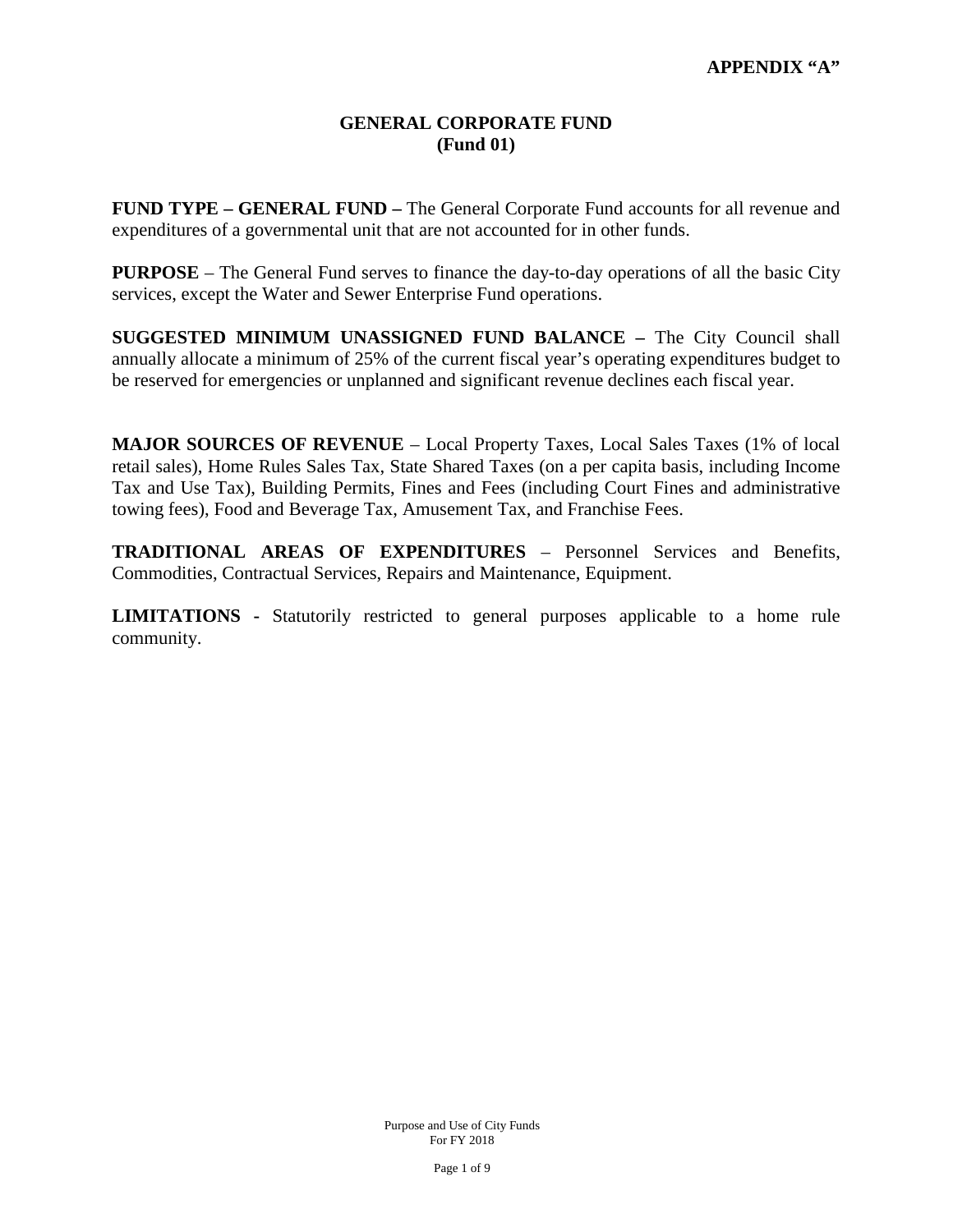**APPENDIX "A"**

# GENERAL CORPORATE FUND
## (Fund 01)

**FUND TYPE – GENERAL FUND –** The General Corporate Fund accounts for all revenue and expenditures of a governmental unit that are not accounted for in other funds.

**PURPOSE** – The General Fund serves to finance the day-to-day operations of all the basic City services, except the Water and Sewer Enterprise Fund operations.

**SUGGESTED MINIMUM UNASSIGNED FUND BALANCE –** The City Council shall annually allocate a minimum of 25% of the current fiscal year's operating expenditures budget to be reserved for emergencies or unplanned and significant revenue declines each fiscal year.

**MAJOR SOURCES OF REVENUE** – Local Property Taxes, Local Sales Taxes (1% of local retail sales), Home Rules Sales Tax, State Shared Taxes (on a per capita basis, including Income Tax and Use Tax), Building Permits, Fines and Fees (including Court Fines and administrative towing fees), Food and Beverage Tax, Amusement Tax, and Franchise Fees.

**TRADITIONAL AREAS OF EXPENDITURES** – Personnel Services and Benefits, Commodities, Contractual Services, Repairs and Maintenance, Equipment.

**LIMITATIONS -** Statutorily restricted to general purposes applicable to a home rule community.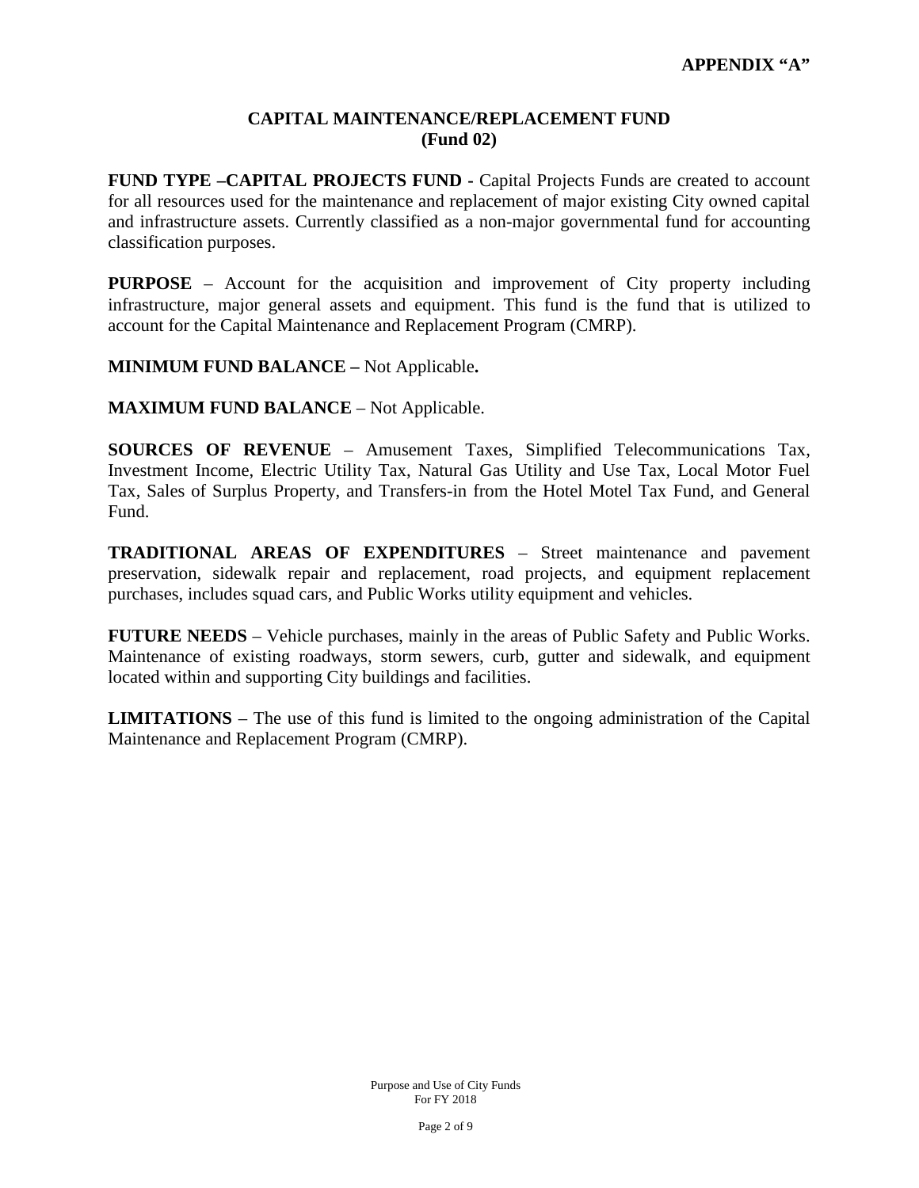**APPENDIX "A"**

## CAPITAL MAINTENANCE/REPLACEMENT FUND
## (Fund 02)

**FUND TYPE –CAPITAL PROJECTS FUND -** Capital Projects Funds are created to account for all resources used for the maintenance and replacement of major existing City owned capital and infrastructure assets. Currently classified as a non-major governmental fund for accounting classification purposes.

**PURPOSE** – Account for the acquisition and improvement of City property including infrastructure, major general assets and equipment. This fund is the fund that is utilized to account for the Capital Maintenance and Replacement Program (CMRP).

**MINIMUM FUND BALANCE –** Not Applicable**.**

**MAXIMUM FUND BALANCE** – Not Applicable.

**SOURCES OF REVENUE** – Amusement Taxes, Simplified Telecommunications Tax, Investment Income, Electric Utility Tax, Natural Gas Utility and Use Tax, Local Motor Fuel Tax, Sales of Surplus Property, and Transfers-in from the Hotel Motel Tax Fund, and General Fund.

**TRADITIONAL AREAS OF EXPENDITURES** – Street maintenance and pavement preservation, sidewalk repair and replacement, road projects, and equipment replacement purchases, includes squad cars, and Public Works utility equipment and vehicles.

**FUTURE NEEDS** – Vehicle purchases, mainly in the areas of Public Safety and Public Works. Maintenance of existing roadways, storm sewers, curb, gutter and sidewalk, and equipment located within and supporting City buildings and facilities.

**LIMITATIONS** – The use of this fund is limited to the ongoing administration of the Capital Maintenance and Replacement Program (CMRP).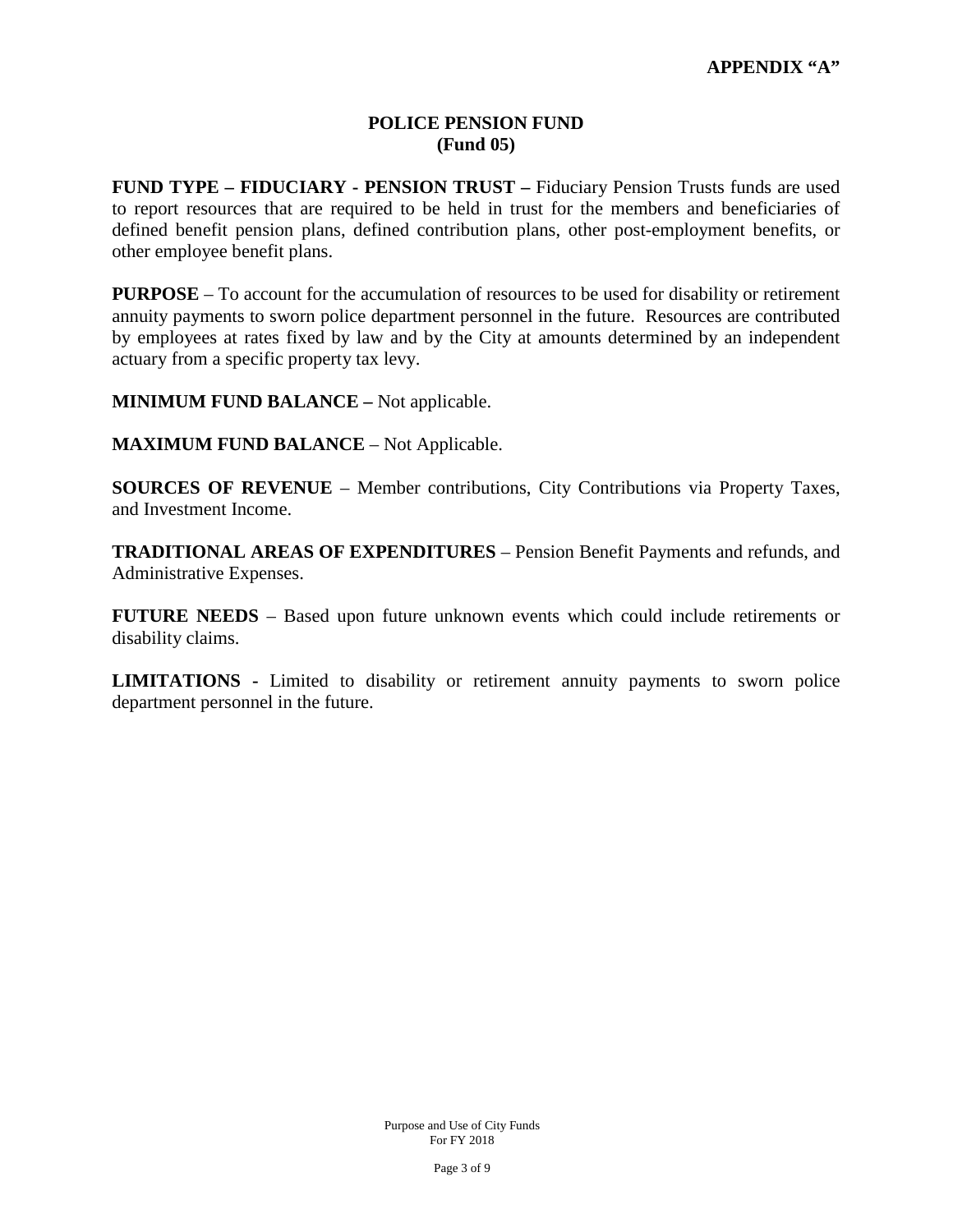**APPENDIX "A"**

## POLICE PENSION FUND
## (Fund 05)

**FUND TYPE – FIDUCIARY - PENSION TRUST –** Fiduciary Pension Trusts funds are used to report resources that are required to be held in trust for the members and beneficiaries of defined benefit pension plans, defined contribution plans, other post-employment benefits, or other employee benefit plans.

**PURPOSE** – To account for the accumulation of resources to be used for disability or retirement annuity payments to sworn police department personnel in the future. Resources are contributed by employees at rates fixed by law and by the City at amounts determined by an independent actuary from a specific property tax levy.

**MINIMUM FUND BALANCE –** Not applicable.

**MAXIMUM FUND BALANCE** – Not Applicable.

**SOURCES OF REVENUE** – Member contributions, City Contributions via Property Taxes, and Investment Income.

**TRADITIONAL AREAS OF EXPENDITURES** – Pension Benefit Payments and refunds, and Administrative Expenses.

**FUTURE NEEDS** – Based upon future unknown events which could include retirements or disability claims.

**LIMITATIONS -** Limited to disability or retirement annuity payments to sworn police department personnel in the future.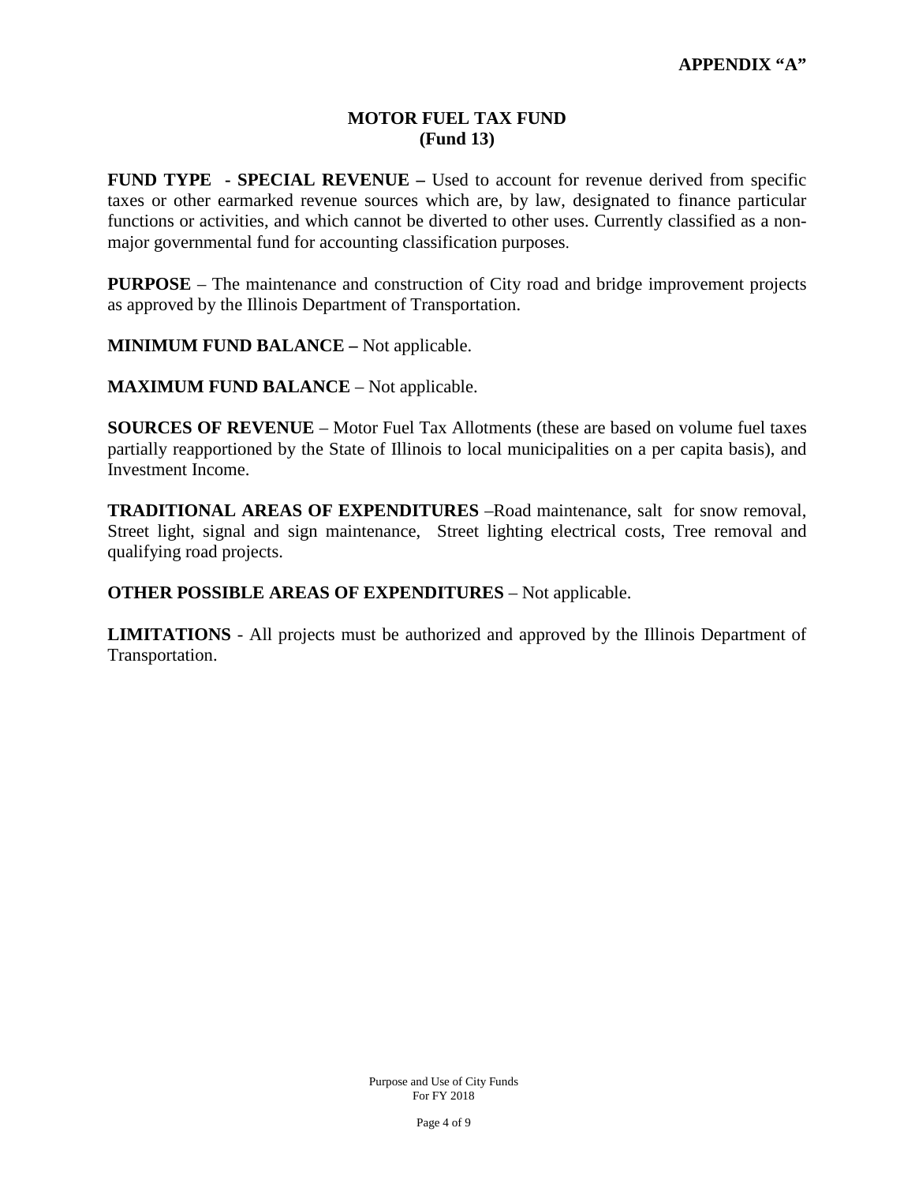**APPENDIX "A"**

## MOTOR FUEL TAX FUND
## (Fund 13)

**FUND TYPE - SPECIAL REVENUE –** Used to account for revenue derived from specific taxes or other earmarked revenue sources which are, by law, designated to finance particular functions or activities, and which cannot be diverted to other uses. Currently classified as a non-major governmental fund for accounting classification purposes.

**PURPOSE** – The maintenance and construction of City road and bridge improvement projects as approved by the Illinois Department of Transportation.

**MINIMUM FUND BALANCE –** Not applicable.

**MAXIMUM FUND BALANCE** – Not applicable.

**SOURCES OF REVENUE** – Motor Fuel Tax Allotments (these are based on volume fuel taxes partially reapportioned by the State of Illinois to local municipalities on a per capita basis), and Investment Income.

**TRADITIONAL AREAS OF EXPENDITURES** –Road maintenance, salt for snow removal, Street light, signal and sign maintenance, Street lighting electrical costs, Tree removal and qualifying road projects.

**OTHER POSSIBLE AREAS OF EXPENDITURES** – Not applicable.

**LIMITATIONS** - All projects must be authorized and approved by the Illinois Department of Transportation.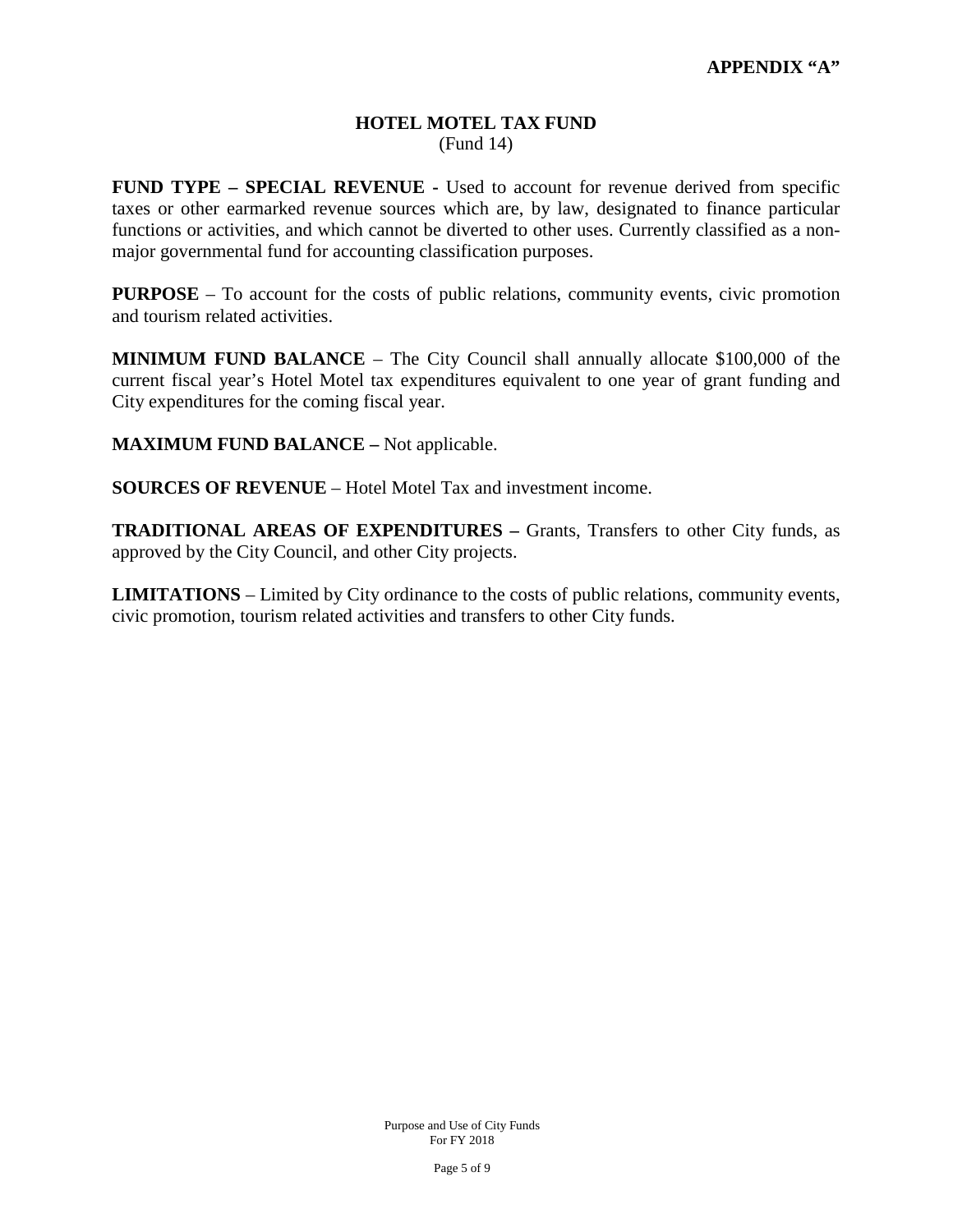**APPENDIX "A"**

## HOTEL MOTEL TAX FUND
(Fund 14)

**FUND TYPE – SPECIAL REVENUE -** Used to account for revenue derived from specific taxes or other earmarked revenue sources which are, by law, designated to finance particular functions or activities, and which cannot be diverted to other uses. Currently classified as a non-major governmental fund for accounting classification purposes.

**PURPOSE** – To account for the costs of public relations, community events, civic promotion and tourism related activities.

**MINIMUM FUND BALANCE** – The City Council shall annually allocate $100,000 of the current fiscal year's Hotel Motel tax expenditures equivalent to one year of grant funding and City expenditures for the coming fiscal year.

**MAXIMUM FUND BALANCE –** Not applicable.

**SOURCES OF REVENUE** – Hotel Motel Tax and investment income.

**TRADITIONAL AREAS OF EXPENDITURES –** Grants, Transfers to other City funds, as approved by the City Council, and other City projects.

**LIMITATIONS** – Limited by City ordinance to the costs of public relations, community events, civic promotion, tourism related activities and transfers to other City funds.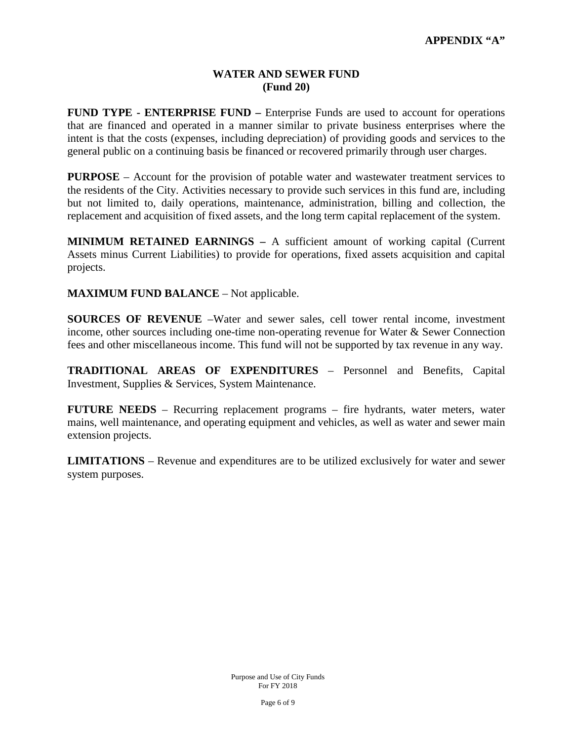**APPENDIX "A"**

## WATER AND SEWER FUND
## (Fund 20)

**FUND TYPE - ENTERPRISE FUND –** Enterprise Funds are used to account for operations that are financed and operated in a manner similar to private business enterprises where the intent is that the costs (expenses, including depreciation) of providing goods and services to the general public on a continuing basis be financed or recovered primarily through user charges.

**PURPOSE** – Account for the provision of potable water and wastewater treatment services to the residents of the City. Activities necessary to provide such services in this fund are, including but not limited to, daily operations, maintenance, administration, billing and collection, the replacement and acquisition of fixed assets, and the long term capital replacement of the system.

**MINIMUM RETAINED EARNINGS –** A sufficient amount of working capital (Current Assets minus Current Liabilities) to provide for operations, fixed assets acquisition and capital projects.

**MAXIMUM FUND BALANCE** – Not applicable.

**SOURCES OF REVENUE** –Water and sewer sales, cell tower rental income, investment income, other sources including one-time non-operating revenue for Water & Sewer Connection fees and other miscellaneous income. This fund will not be supported by tax revenue in any way.

**TRADITIONAL AREAS OF EXPENDITURES** – Personnel and Benefits, Capital Investment, Supplies & Services, System Maintenance.

**FUTURE NEEDS** – Recurring replacement programs – fire hydrants, water meters, water mains, well maintenance, and operating equipment and vehicles, as well as water and sewer main extension projects.

**LIMITATIONS** – Revenue and expenditures are to be utilized exclusively for water and sewer system purposes.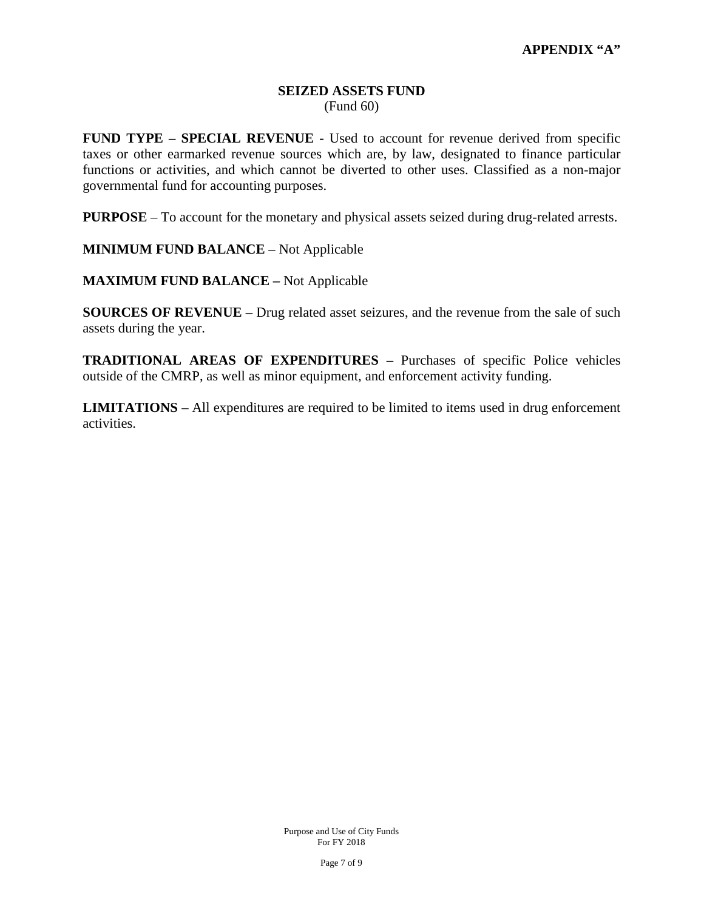**APPENDIX "A"**

# SEIZED ASSETS FUND
(Fund 60)

**FUND TYPE – SPECIAL REVENUE -** Used to account for revenue derived from specific taxes or other earmarked revenue sources which are, by law, designated to finance particular functions or activities, and which cannot be diverted to other uses. Classified as a non-major governmental fund for accounting purposes.

**PURPOSE** – To account for the monetary and physical assets seized during drug-related arrests.

**MINIMUM FUND BALANCE** – Not Applicable

**MAXIMUM FUND BALANCE –** Not Applicable

**SOURCES OF REVENUE** – Drug related asset seizures, and the revenue from the sale of such assets during the year.

**TRADITIONAL AREAS OF EXPENDITURES –** Purchases of specific Police vehicles outside of the CMRP, as well as minor equipment, and enforcement activity funding.

**LIMITATIONS** – All expenditures are required to be limited to items used in drug enforcement activities.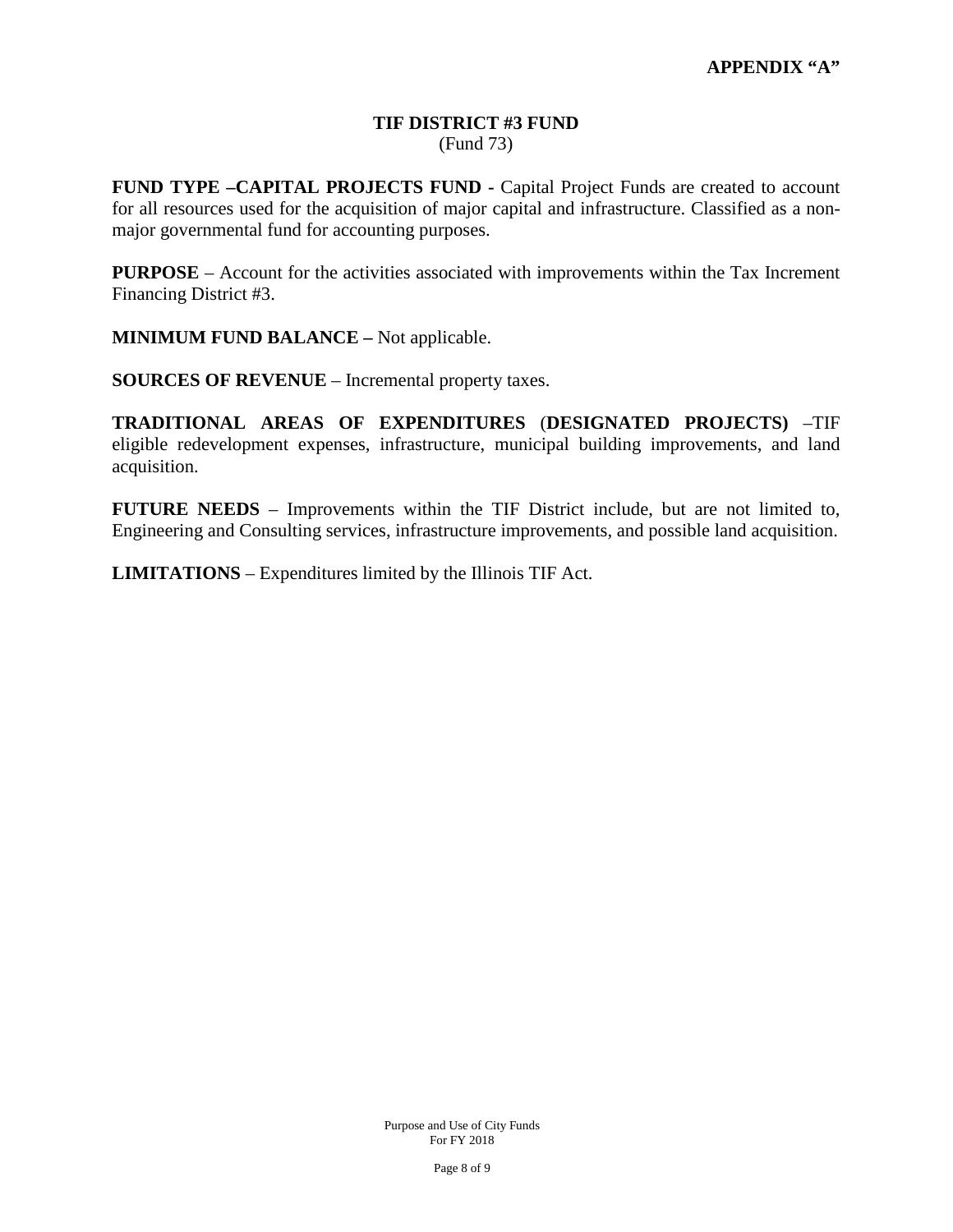**APPENDIX "A"**

# TIF DISTRICT #3 FUND
(Fund 73)

**FUND TYPE –CAPITAL PROJECTS FUND -** Capital Project Funds are created to account for all resources used for the acquisition of major capital and infrastructure. Classified as a non-major governmental fund for accounting purposes.

**PURPOSE** – Account for the activities associated with improvements within the Tax Increment Financing District #3.

**MINIMUM FUND BALANCE –** Not applicable.

**SOURCES OF REVENUE** – Incremental property taxes.

**TRADITIONAL AREAS OF EXPENDITURES** (**DESIGNATED PROJECTS)** –TIF eligible redevelopment expenses, infrastructure, municipal building improvements, and land acquisition.

**FUTURE NEEDS** – Improvements within the TIF District include, but are not limited to, Engineering and Consulting services, infrastructure improvements, and possible land acquisition.

**LIMITATIONS** – Expenditures limited by the Illinois TIF Act.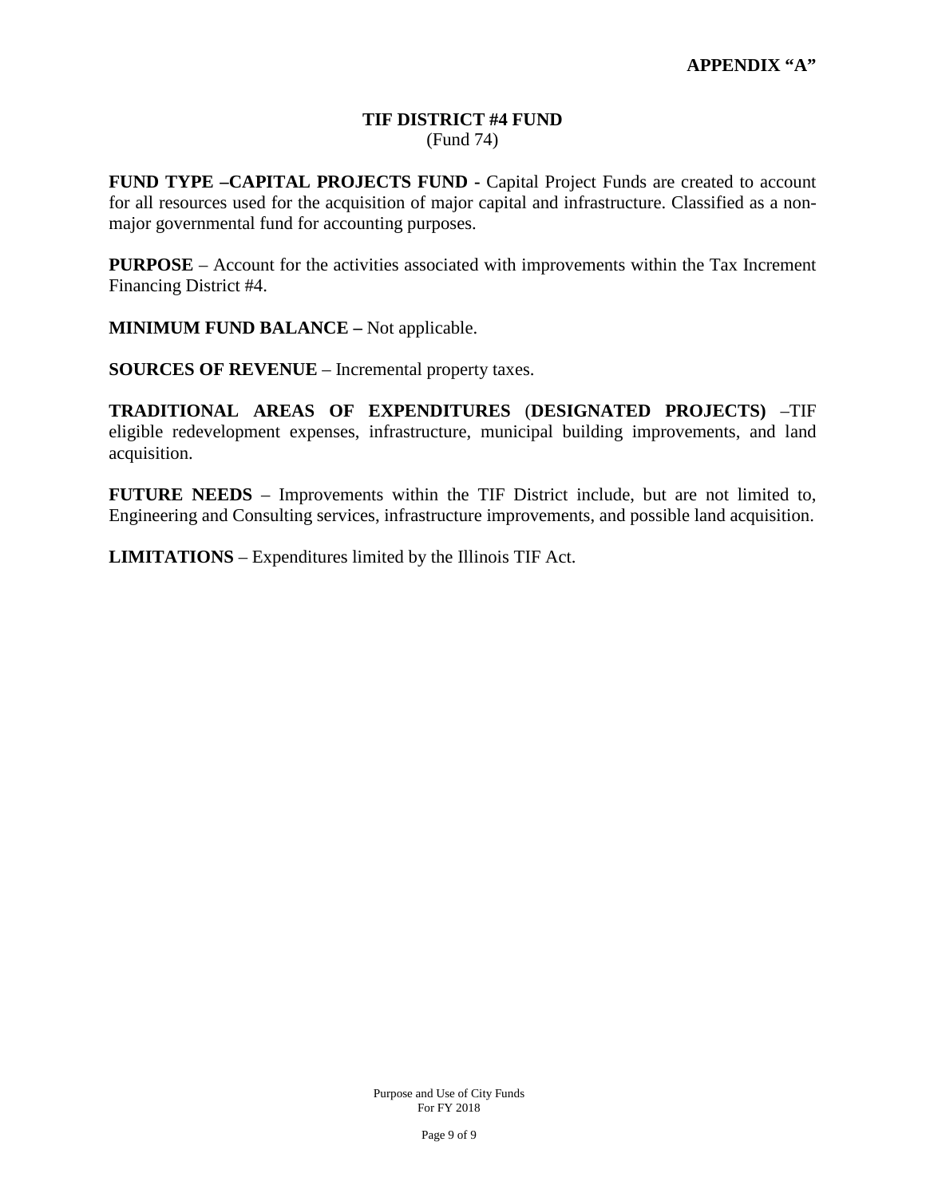**APPENDIX "A"**

## TIF DISTRICT #4 FUND
(Fund 74)

**FUND TYPE –CAPITAL PROJECTS FUND -** Capital Project Funds are created to account for all resources used for the acquisition of major capital and infrastructure. Classified as a non-major governmental fund for accounting purposes.

**PURPOSE** – Account for the activities associated with improvements within the Tax Increment Financing District #4.

**MINIMUM FUND BALANCE –** Not applicable.

**SOURCES OF REVENUE** – Incremental property taxes.

**TRADITIONAL AREAS OF EXPENDITURES** (**DESIGNATED PROJECTS)** –TIF eligible redevelopment expenses, infrastructure, municipal building improvements, and land acquisition.

**FUTURE NEEDS** – Improvements within the TIF District include, but are not limited to, Engineering and Consulting services, infrastructure improvements, and possible land acquisition.

**LIMITATIONS** – Expenditures limited by the Illinois TIF Act.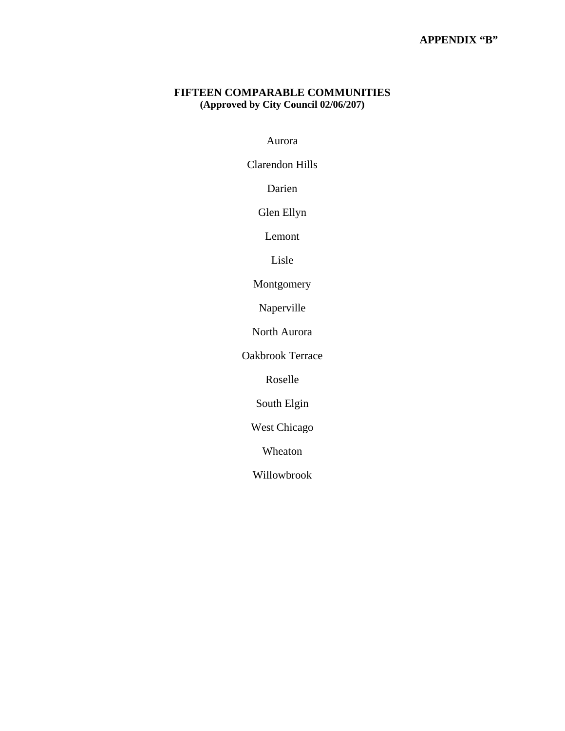**APPENDIX "B"**

**FIFTEEN COMPARABLE COMMUNITIES**
**(Approved by City Council 02/06/207)**

Aurora

Clarendon Hills

Darien

Glen Ellyn

Lemont

Lisle

Montgomery

Naperville

North Aurora

Oakbrook Terrace

Roselle

South Elgin

West Chicago

Wheaton

Willowbrook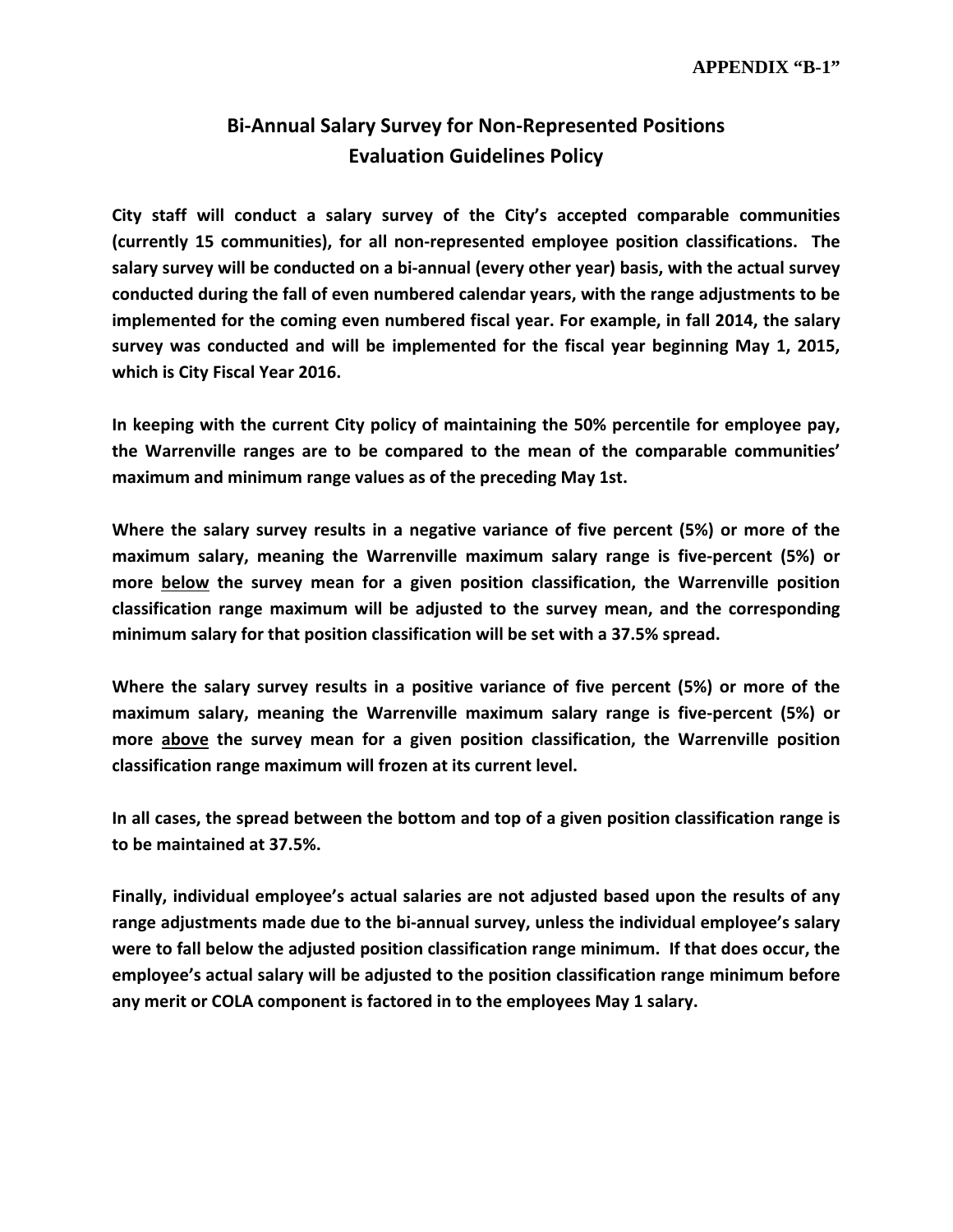**APPENDIX "B-1"**

# Bi-Annual Salary Survey for Non-Represented Positions Evaluation Guidelines Policy

**City staff will conduct a salary survey of the City's accepted comparable communities (currently 15 communities), for all non-represented employee position classifications. The salary survey will be conducted on a bi-annual (every other year) basis, with the actual survey conducted during the fall of even numbered calendar years, with the range adjustments to be implemented for the coming even numbered fiscal year. For example, in fall 2014, the salary survey was conducted and will be implemented for the fiscal year beginning May 1, 2015, which is City Fiscal Year 2016.**

**In keeping with the current City policy of maintaining the 50% percentile for employee pay, the Warrenville ranges are to be compared to the mean of the comparable communities' maximum and minimum range values as of the preceding May 1st.**

**Where the salary survey results in a negative variance of five percent (5%) or more of the maximum salary, meaning the Warrenville maximum salary range is five-percent (5%) or more <u>below</u> the survey mean for a given position classification, the Warrenville position classification range maximum will be adjusted to the survey mean, and the corresponding minimum salary for that position classification will be set with a 37.5% spread.**

**Where the salary survey results in a positive variance of five percent (5%) or more of the maximum salary, meaning the Warrenville maximum salary range is five-percent (5%) or more <u>above</u> the survey mean for a given position classification, the Warrenville position classification range maximum will frozen at its current level.**

**In all cases, the spread between the bottom and top of a given position classification range is to be maintained at 37.5%.**

**Finally, individual employee's actual salaries are not adjusted based upon the results of any range adjustments made due to the bi-annual survey, unless the individual employee's salary were to fall below the adjusted position classification range minimum. If that does occur, the employee's actual salary will be adjusted to the position classification range minimum before any merit or COLA component is factored in to the employees May 1 salary.**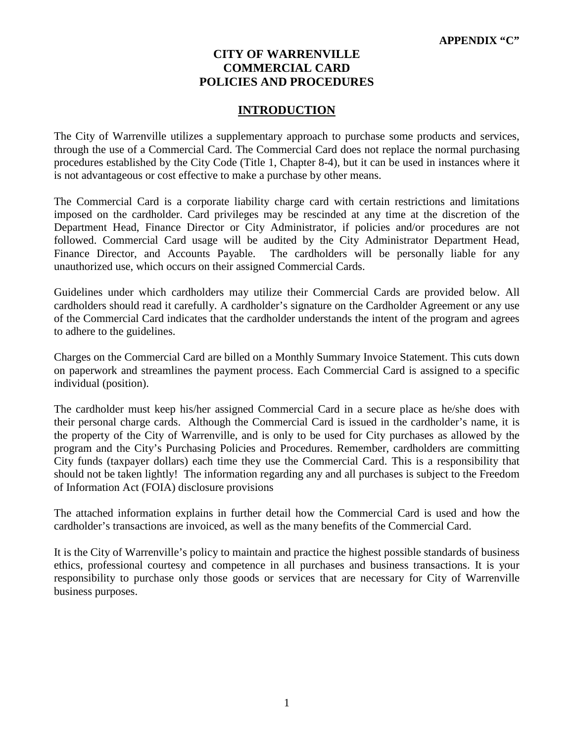**APPENDIX "C"**

# CITY OF WARRENVILLE COMMERCIAL CARD POLICIES AND PROCEDURES

## INTRODUCTION

The City of Warrenville utilizes a supplementary approach to purchase some products and services, through the use of a Commercial Card. The Commercial Card does not replace the normal purchasing procedures established by the City Code (Title 1, Chapter 8-4), but it can be used in instances where it is not advantageous or cost effective to make a purchase by other means.

The Commercial Card is a corporate liability charge card with certain restrictions and limitations imposed on the cardholder. Card privileges may be rescinded at any time at the discretion of the Department Head, Finance Director or City Administrator, if policies and/or procedures are not followed. Commercial Card usage will be audited by the City Administrator Department Head, Finance Director, and Accounts Payable. The cardholders will be personally liable for any unauthorized use, which occurs on their assigned Commercial Cards.

Guidelines under which cardholders may utilize their Commercial Cards are provided below. All cardholders should read it carefully. A cardholder's signature on the Cardholder Agreement or any use of the Commercial Card indicates that the cardholder understands the intent of the program and agrees to adhere to the guidelines.

Charges on the Commercial Card are billed on a Monthly Summary Invoice Statement. This cuts down on paperwork and streamlines the payment process. Each Commercial Card is assigned to a specific individual (position).

The cardholder must keep his/her assigned Commercial Card in a secure place as he/she does with their personal charge cards. Although the Commercial Card is issued in the cardholder's name, it is the property of the City of Warrenville, and is only to be used for City purchases as allowed by the program and the City's Purchasing Policies and Procedures. Remember, cardholders are committing City funds (taxpayer dollars) each time they use the Commercial Card. This is a responsibility that should not be taken lightly! The information regarding any and all purchases is subject to the Freedom of Information Act (FOIA) disclosure provisions

The attached information explains in further detail how the Commercial Card is used and how the cardholder's transactions are invoiced, as well as the many benefits of the Commercial Card.

It is the City of Warrenville's policy to maintain and practice the highest possible standards of business ethics, professional courtesy and competence in all purchases and business transactions. It is your responsibility to purchase only those goods or services that are necessary for City of Warrenville business purposes.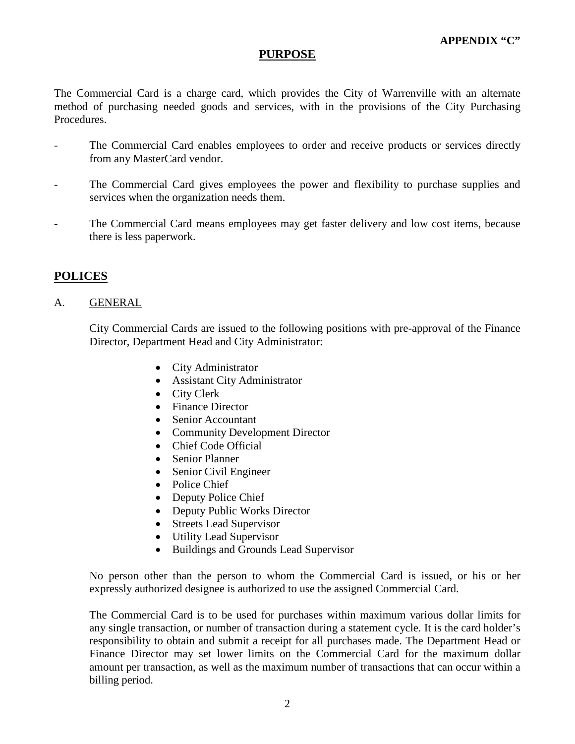**APPENDIX "C"**

## PURPOSE

The Commercial Card is a charge card, which provides the City of Warrenville with an alternate method of purchasing needed goods and services, with in the provisions of the City Purchasing Procedures.

- The Commercial Card enables employees to order and receive products or services directly from any MasterCard vendor.
- The Commercial Card gives employees the power and flexibility to purchase supplies and services when the organization needs them.
- The Commercial Card means employees may get faster delivery and low cost items, because there is less paperwork.

## POLICES

### A. GENERAL

City Commercial Cards are issued to the following positions with pre-approval of the Finance Director, Department Head and City Administrator:

- City Administrator
- Assistant City Administrator
- City Clerk
- Finance Director
- Senior Accountant
- Community Development Director
- Chief Code Official
- Senior Planner
- Senior Civil Engineer
- Police Chief
- Deputy Police Chief
- Deputy Public Works Director
- Streets Lead Supervisor
- Utility Lead Supervisor
- Buildings and Grounds Lead Supervisor

No person other than the person to whom the Commercial Card is issued, or his or her expressly authorized designee is authorized to use the assigned Commercial Card.

The Commercial Card is to be used for purchases within maximum various dollar limits for any single transaction, or number of transaction during a statement cycle. It is the card holder's responsibility to obtain and submit a receipt for all purchases made. The Department Head or Finance Director may set lower limits on the Commercial Card for the maximum dollar amount per transaction, as well as the maximum number of transactions that can occur within a billing period.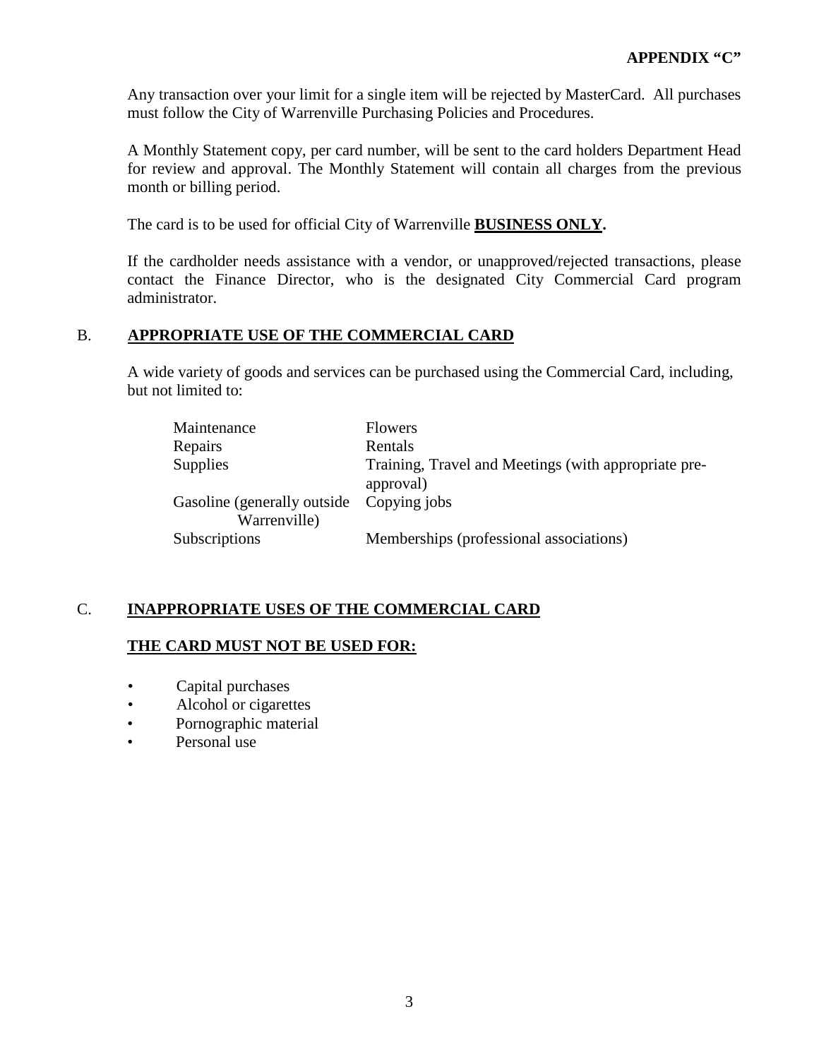**APPENDIX "C"**

Any transaction over your limit for a single item will be rejected by MasterCard. All purchases must follow the City of Warrenville Purchasing Policies and Procedures.

A Monthly Statement copy, per card number, will be sent to the card holders Department Head for review and approval. The Monthly Statement will contain all charges from the previous month or billing period.

The card is to be used for official City of Warrenville **BUSINESS ONLY.**

If the cardholder needs assistance with a vendor, or unapproved/rejected transactions, please contact the Finance Director, who is the designated City Commercial Card program administrator.

## B. APPROPRIATE USE OF THE COMMERCIAL CARD

A wide variety of goods and services can be purchased using the Commercial Card, including, but not limited to:

| | |
|---|---|
| Maintenance | Flowers |
| Repairs | Rentals |
| Supplies | Training, Travel and Meetings (with appropriate pre-approval) |
| Gasoline (generally outside Warrenville) | Copying jobs |
| Subscriptions | Memberships (professional associations) |

## C. INAPPROPRIATE USES OF THE COMMERCIAL CARD

**THE CARD MUST NOT BE USED FOR:**

- Capital purchases
- Alcohol or cigarettes
- Pornographic material
- Personal use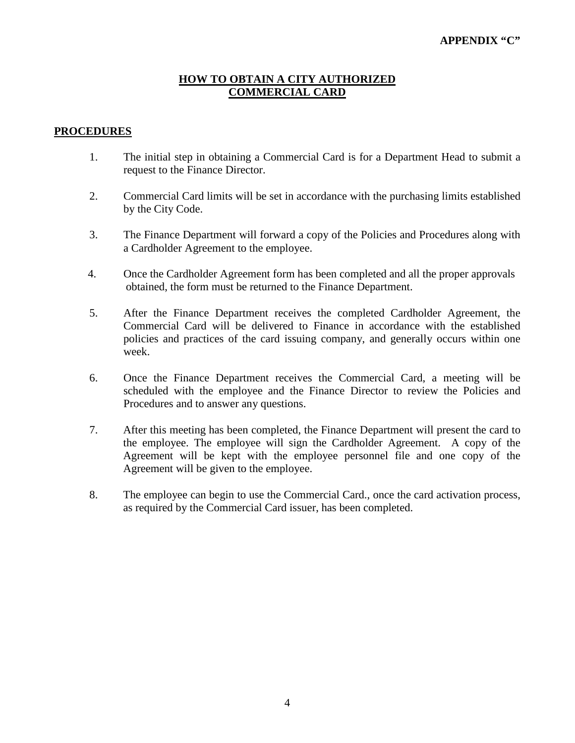**APPENDIX "C"**

# HOW TO OBTAIN A CITY AUTHORIZED COMMERCIAL CARD

## PROCEDURES

1. The initial step in obtaining a Commercial Card is for a Department Head to submit a request to the Finance Director.
2. Commercial Card limits will be set in accordance with the purchasing limits established by the City Code.
3. The Finance Department will forward a copy of the Policies and Procedures along with a Cardholder Agreement to the employee.
4. Once the Cardholder Agreement form has been completed and all the proper approvals obtained, the form must be returned to the Finance Department.
5. After the Finance Department receives the completed Cardholder Agreement, the Commercial Card will be delivered to Finance in accordance with the established policies and practices of the card issuing company, and generally occurs within one week.
6. Once the Finance Department receives the Commercial Card, a meeting will be scheduled with the employee and the Finance Director to review the Policies and Procedures and to answer any questions.
7. After this meeting has been completed, the Finance Department will present the card to the employee. The employee will sign the Cardholder Agreement. A copy of the Agreement will be kept with the employee personnel file and one copy of the Agreement will be given to the employee.
8. The employee can begin to use the Commercial Card., once the card activation process, as required by the Commercial Card issuer, has been completed.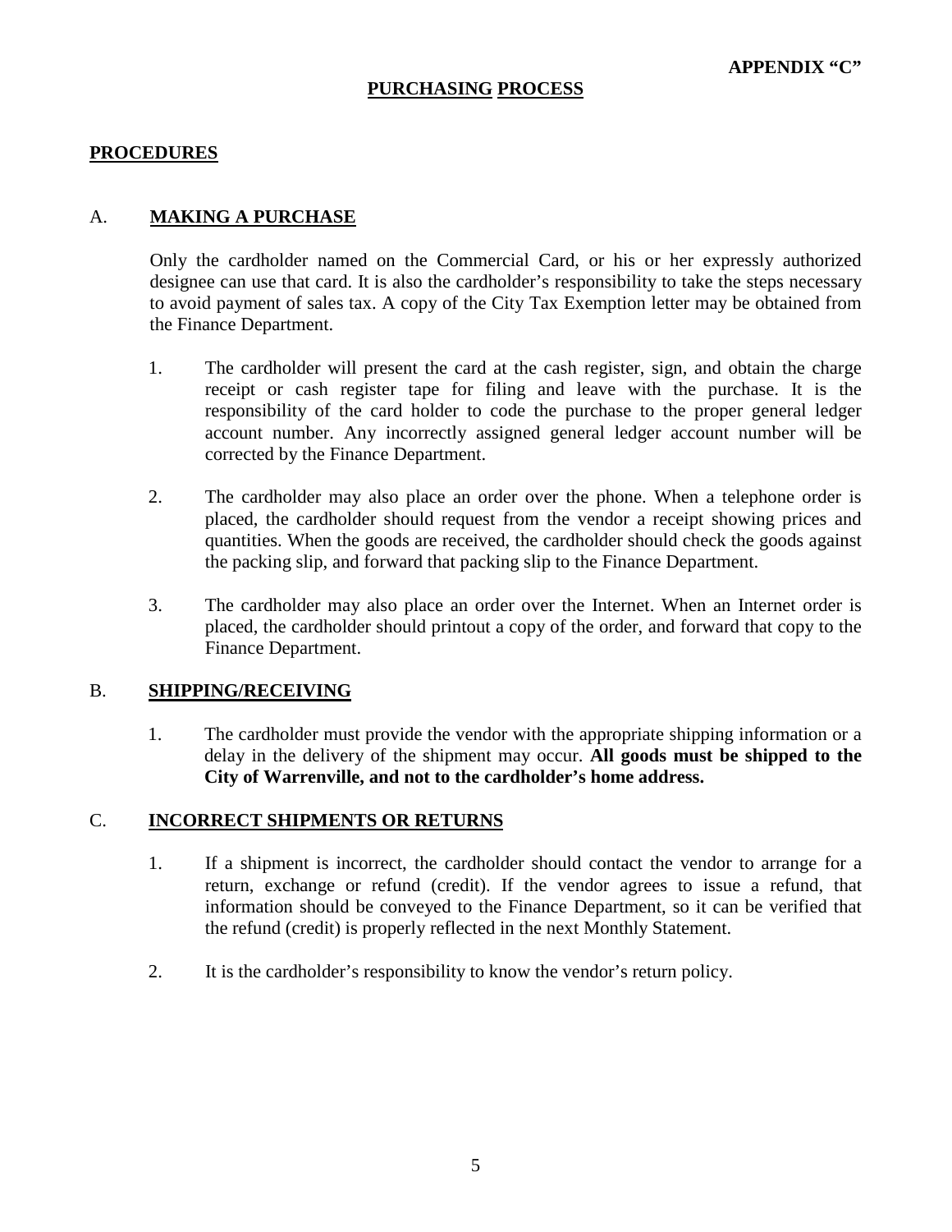**APPENDIX "C"**

# PURCHASING PROCESS

## PROCEDURES

### A. MAKING A PURCHASE

Only the cardholder named on the Commercial Card, or his or her expressly authorized designee can use that card. It is also the cardholder's responsibility to take the steps necessary to avoid payment of sales tax. A copy of the City Tax Exemption letter may be obtained from the Finance Department.

1. The cardholder will present the card at the cash register, sign, and obtain the charge receipt or cash register tape for filing and leave with the purchase. It is the responsibility of the card holder to code the purchase to the proper general ledger account number. Any incorrectly assigned general ledger account number will be corrected by the Finance Department.

2. The cardholder may also place an order over the phone. When a telephone order is placed, the cardholder should request from the vendor a receipt showing prices and quantities. When the goods are received, the cardholder should check the goods against the packing slip, and forward that packing slip to the Finance Department.

3. The cardholder may also place an order over the Internet. When an Internet order is placed, the cardholder should printout a copy of the order, and forward that copy to the Finance Department.

### B. SHIPPING/RECEIVING

1. The cardholder must provide the vendor with the appropriate shipping information or a delay in the delivery of the shipment may occur. **All goods must be shipped to the City of Warrenville, and not to the cardholder's home address.**

### C. INCORRECT SHIPMENTS OR RETURNS

1. If a shipment is incorrect, the cardholder should contact the vendor to arrange for a return, exchange or refund (credit). If the vendor agrees to issue a refund, that information should be conveyed to the Finance Department, so it can be verified that the refund (credit) is properly reflected in the next Monthly Statement.

2. It is the cardholder's responsibility to know the vendor's return policy.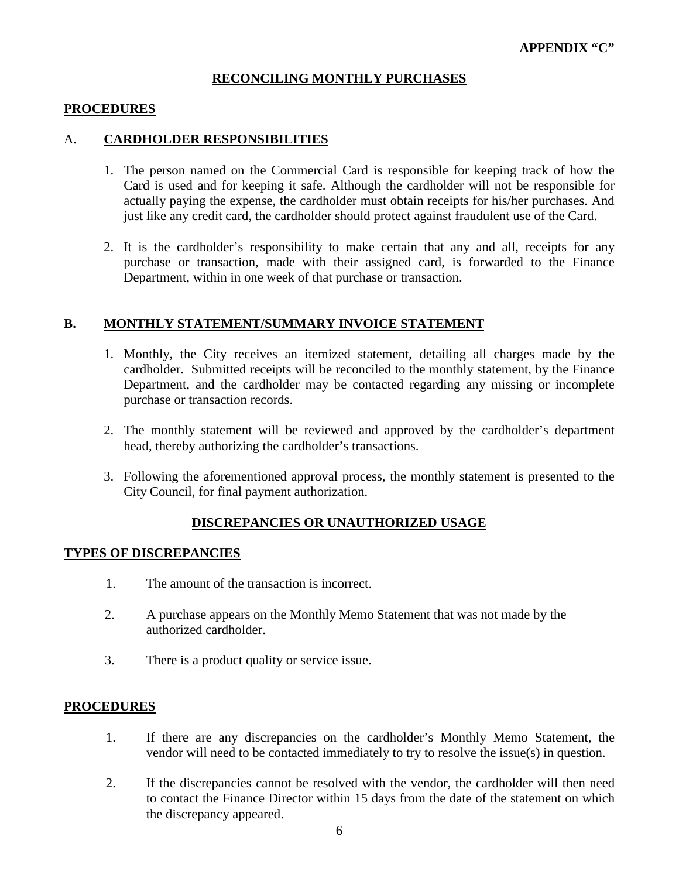**APPENDIX "C"**

## RECONCILING MONTHLY PURCHASES

### PROCEDURES

### A. CARDHOLDER RESPONSIBILITIES

1. The person named on the Commercial Card is responsible for keeping track of how the Card is used and for keeping it safe. Although the cardholder will not be responsible for actually paying the expense, the cardholder must obtain receipts for his/her purchases. And just like any credit card, the cardholder should protect against fraudulent use of the Card.

2. It is the cardholder's responsibility to make certain that any and all, receipts for any purchase or transaction, made with their assigned card, is forwarded to the Finance Department, within in one week of that purchase or transaction.

### B. MONTHLY STATEMENT/SUMMARY INVOICE STATEMENT

1. Monthly, the City receives an itemized statement, detailing all charges made by the cardholder. Submitted receipts will be reconciled to the monthly statement, by the Finance Department, and the cardholder may be contacted regarding any missing or incomplete purchase or transaction records.

2. The monthly statement will be reviewed and approved by the cardholder's department head, thereby authorizing the cardholder's transactions.

3. Following the aforementioned approval process, the monthly statement is presented to the City Council, for final payment authorization.

## DISCREPANCIES OR UNAUTHORIZED USAGE

### TYPES OF DISCREPANCIES

1. The amount of the transaction is incorrect.

2. A purchase appears on the Monthly Memo Statement that was not made by the authorized cardholder.

3. There is a product quality or service issue.

### PROCEDURES

1. If there are any discrepancies on the cardholder's Monthly Memo Statement, the vendor will need to be contacted immediately to try to resolve the issue(s) in question.

2. If the discrepancies cannot be resolved with the vendor, the cardholder will then need to contact the Finance Director within 15 days from the date of the statement on which the discrepancy appeared.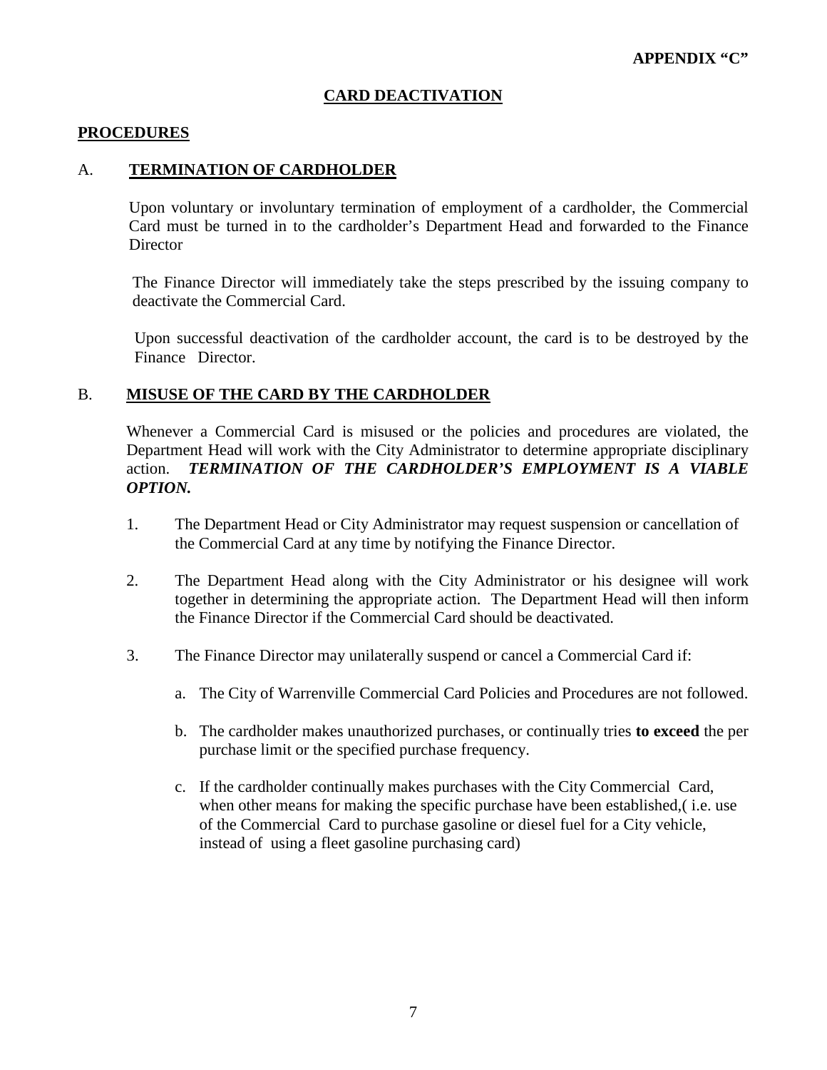**APPENDIX "C"**

# CARD DEACTIVATION

## PROCEDURES

### A. TERMINATION OF CARDHOLDER

Upon voluntary or involuntary termination of employment of a cardholder, the Commercial Card must be turned in to the cardholder's Department Head and forwarded to the Finance Director

The Finance Director will immediately take the steps prescribed by the issuing company to deactivate the Commercial Card.

Upon successful deactivation of the cardholder account, the card is to be destroyed by the Finance Director.

### B. MISUSE OF THE CARD BY THE CARDHOLDER

Whenever a Commercial Card is misused or the policies and procedures are violated, the Department Head will work with the City Administrator to determine appropriate disciplinary action. ***TERMINATION OF THE CARDHOLDER'S EMPLOYMENT IS A VIABLE OPTION.***

1. The Department Head or City Administrator may request suspension or cancellation of the Commercial Card at any time by notifying the Finance Director.

2. The Department Head along with the City Administrator or his designee will work together in determining the appropriate action. The Department Head will then inform the Finance Director if the Commercial Card should be deactivated.

3. The Finance Director may unilaterally suspend or cancel a Commercial Card if:

   a. The City of Warrenville Commercial Card Policies and Procedures are not followed.

   b. The cardholder makes unauthorized purchases, or continually tries **to exceed** the per purchase limit or the specified purchase frequency.

   c. If the cardholder continually makes purchases with the City Commercial Card, when other means for making the specific purchase have been established,( i.e. use of the Commercial Card to purchase gasoline or diesel fuel for a City vehicle, instead of using a fleet gasoline purchasing card)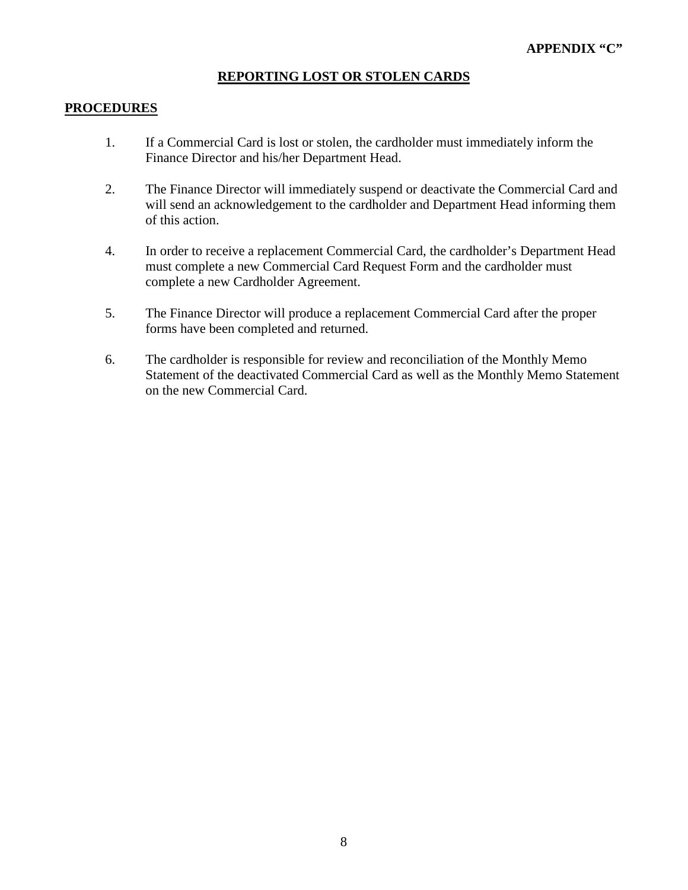**APPENDIX "C"**

## REPORTING LOST OR STOLEN CARDS

### PROCEDURES

1. If a Commercial Card is lost or stolen, the cardholder must immediately inform the Finance Director and his/her Department Head.

2. The Finance Director will immediately suspend or deactivate the Commercial Card and will send an acknowledgement to the cardholder and Department Head informing them of this action.

4. In order to receive a replacement Commercial Card, the cardholder's Department Head must complete a new Commercial Card Request Form and the cardholder must complete a new Cardholder Agreement.

5. The Finance Director will produce a replacement Commercial Card after the proper forms have been completed and returned.

6. The cardholder is responsible for review and reconciliation of the Monthly Memo Statement of the deactivated Commercial Card as well as the Monthly Memo Statement on the new Commercial Card.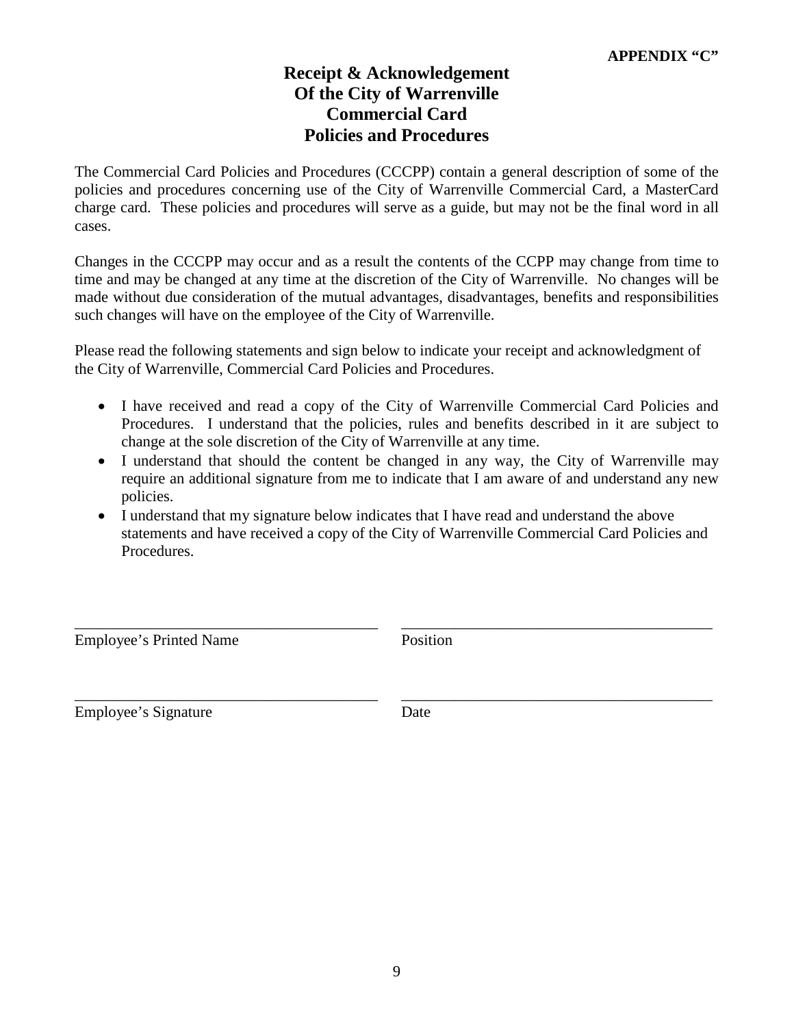**APPENDIX "C"**

# Receipt & Acknowledgement Of the City of Warrenville Commercial Card Policies and Procedures

The Commercial Card Policies and Procedures (CCCPP) contain a general description of some of the policies and procedures concerning use of the City of Warrenville Commercial Card, a MasterCard charge card. These policies and procedures will serve as a guide, but may not be the final word in all cases.

Changes in the CCCPP may occur and as a result the contents of the CCPP may change from time to time and may be changed at any time at the discretion of the City of Warrenville. No changes will be made without due consideration of the mutual advantages, disadvantages, benefits and responsibilities such changes will have on the employee of the City of Warrenville.

Please read the following statements and sign below to indicate your receipt and acknowledgment of the City of Warrenville, Commercial Card Policies and Procedures.

- I have received and read a copy of the City of Warrenville Commercial Card Policies and Procedures. I understand that the policies, rules and benefits described in it are subject to change at the sole discretion of the City of Warrenville at any time.
- I understand that should the content be changed in any way, the City of Warrenville may require an additional signature from me to indicate that I am aware of and understand any new policies.
- I understand that my signature below indicates that I have read and understand the above statements and have received a copy of the City of Warrenville Commercial Card Policies and Procedures.

\_\_\_\_\_\_\_\_\_\_\_\_\_\_\_\_\_\_\_\_\_\_\_\_\_\_\_\_\_\_\_\_\_\_\_\_\_\_\_ \_\_\_\_\_\_\_\_\_\_\_\_\_\_\_\_\_\_\_\_\_\_\_\_\_\_\_\_\_\_\_\_\_\_\_\_\_\_\_
Employee's Printed Name Position

\_\_\_\_\_\_\_\_\_\_\_\_\_\_\_\_\_\_\_\_\_\_\_\_\_\_\_\_\_\_\_\_\_\_\_\_\_\_\_ \_\_\_\_\_\_\_\_\_\_\_\_\_\_\_\_\_\_\_\_\_\_\_\_\_\_\_\_\_\_\_\_\_\_\_\_\_\_\_
Employee's Signature Date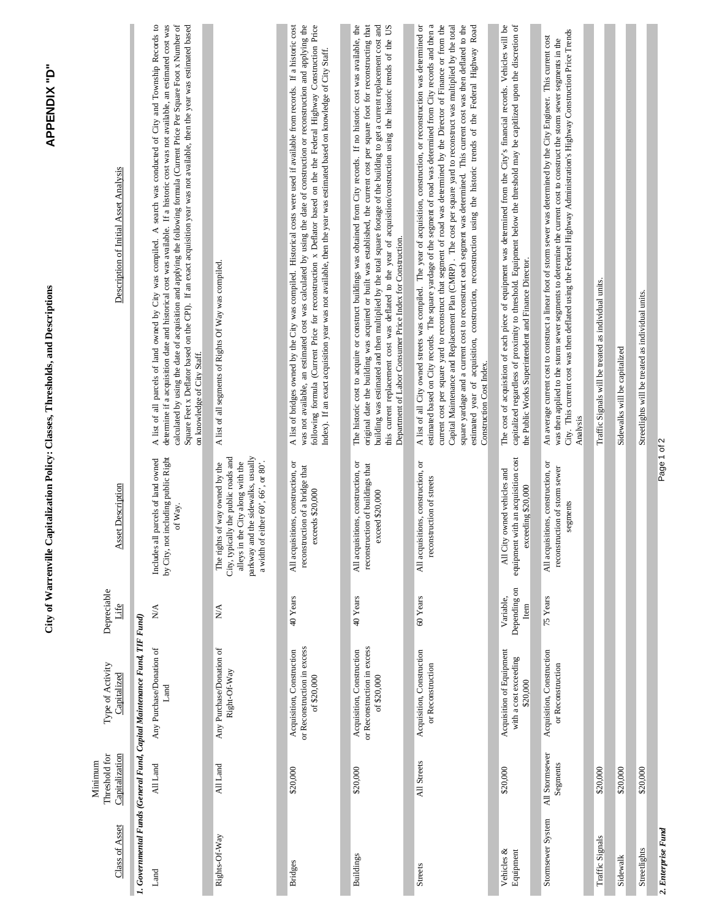# APPENDIX "D"

## City of Warrenville Capitalization Policy: Classes, Thresholds, and Descriptions

| Class of Asset | Minimum Threshold for Capitalization | Type of Activity Capitalized | Depreciable Life | Asset Description | Description of Initial Asset Analysis |
|---|---|---|---|---|---|
| ***1. Governmental Funds (General Fund, Capital Maintenance Fund, TIF Fund)*** | | | | | |
| Land | All Land | Any Purchase/Donation of Land | N/A | Includes all parcels of land owned by City, not including public Right of Way. | A list of all parcels of land owned by City was compiled. A search was conducted of City and Township Records to determine if a acquisition date and historical cost was available. If a historic cost was not available, an estimated cost was calculated by using the date of acquisition and applying the following formula (Current Price Per Square Foot x Number of Square Feet x Deflator based on the CPI). If an exact acquisition year was not available, then the year was estimated based on knowledge of City Staff. |
| Rights-Of-Way | All Land | Any Purchase/Donation of Right-Of-Way | N/A | The rights of way owned by the City, typically the public roads and alleys in the City along with the parkway and the sidewalks, usually a width of either 60', 66', or 80'. | A list of all segments of Rights Of Way was compiled. |
| Bridges | $20,000 | Acquisition, Construction or Reconstruction in excess of $20,000 | 40 Years | All acquisitions, construction, or reconstruction of a bridge that exceeds $20,000 | A list of bridges owned by the City was compiled. Historical costs were used if available from records. If a historic cost was not available, an estimated cost was calculated by using the date of construction or reconstruction and applying the following formula (Current Price for reconstruction x Deflator based on the Federal Highway Construction Price Index). If an exact acquisition year was not available, then the year was estimated based on knowledge of City Staff. |
| Buildings | $20,000 | Acquisition, Construction or Reconstruction in excess of $20,000 | 40 Years | All acquisitions, construction, or reconstruction of buildings that exceed $20,000 | The historic cost to acquire or construct buildings was obtained from City records. If no historic cost was available, the original date the building was acquired or built was established, the current cost per square foot for reconstructing that building was estimated and then multiplied by the total square footage of the building to get a current replacement cost and this current replacement cost was deflated to the year of acquisition/construction using the historic trends of the US Department of Labor Consumer Price Index for Construction. |
| Streets | All Streets | Acquisition, Construction or Reconstruction | 60 Years | All acquisitions, construction, or reconstruction of streets | A list of all City owned streets was compiled. The year of acquisition, construction, or reconstruction was determined or estimated based on City records. The square yardage of the segment of road was determined from City records and then a current cost per square yard to reconstruct that segment of road was determined by the Director of Finance or from the Capital Maintenance and Replacement Plan (CMRP). The cost per square yard to reconstruct was multiplied by the total square yardage and a current cost to reconstruct each segment was determined. This current cost was then deflated to the estimated year of acquisition, construction, reconstruction using the historic trends of the Federal Highway Road Construction Cost Index. |
| Vehicles & Equipment | $20,000 | Acquisition of Equipment with a cost exceeding $20,000 | Variable, Depending on Item | All City owned vehicles and equipment with an acquisition cost exceeding $20,000 | The cost of acquisition of each piece of equipment was determined from the City's financial records. Vehicles will be capitalized regardless of proximity to threshold. Equipment below the threshold may be capitilized upon the discretion of the Public Works Superintendent and Finance Director. |
| Stormsewer System | All Stormsewer Segments | Acquisition, Construction or Reconstruction | 75 Years | All acquisitions, construction, or reconstruction of storm sewer segments | An average current cost to construct a linear foot of storm sewer was determined by the City Engineer. This current cost was then applied to the storm sewer segments to determine the current cost to construct the storm sewer segments in the City. This current cost was then deflated using the Federal Highway Administration's Highway Construction Price Trends Analysis |
| Traffic Signals | $20,000 | | | | Traffic Signals will be treated as individual units. |
| Sidewalk | $20,000 | | | | Sidewalks will be capitalized |
| Streetlights | $20,000 | | | | Streetlights will be treated as individual units. |
| ***2. Enterprise Fund*** | | | | | |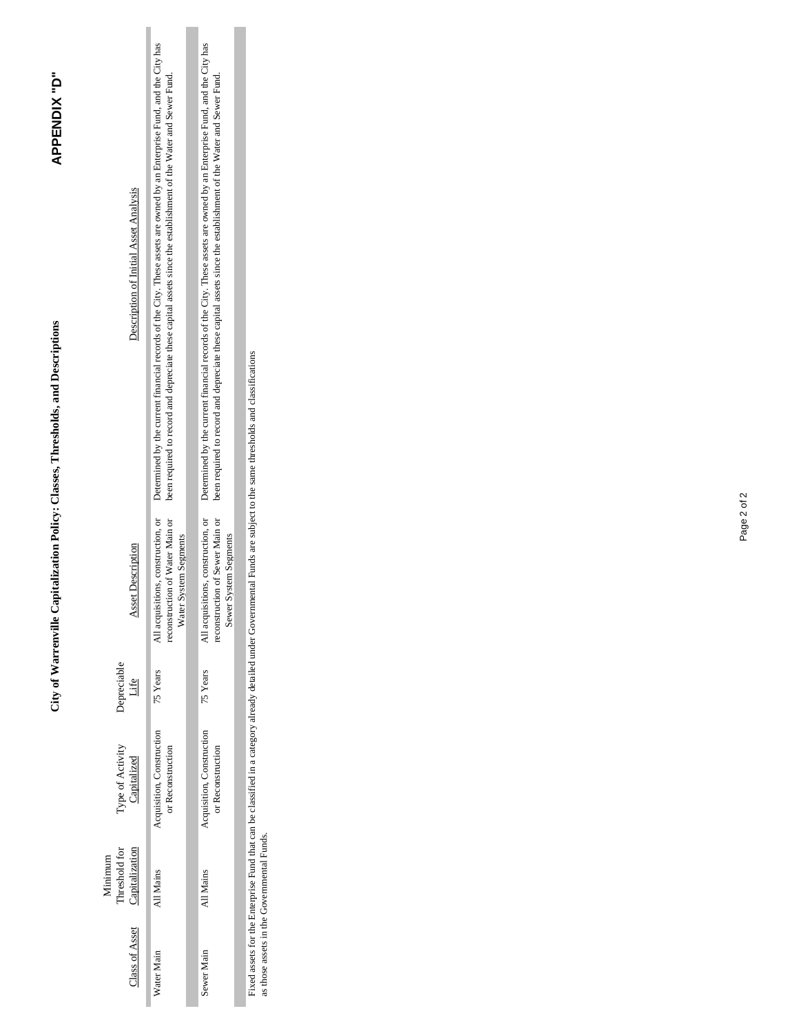# APPENDIX "D"

## City of Warrenville Capitalization Policy: Classes, Thresholds, and Descriptions

| Class of Asset | Minimum Threshold for Capitalization | Type of Activity Capitalized | Depreciable Life | Asset Description | Description of Initial Asset Analysis |
|---|---|---|---|---|---|
| Water Main | All Mains | Acquisition, Construction or Reconstruction | 75 Years | All acquisitions, construction, or reconstruction of Water Main or Water System Segments | Determined by the current financial records of the City. These assets are owned by an Enterprise Fund, and the City has been required to record and depreciate these capital assets since the establishment of the Water and Sewer Fund. |
| Sewer Main | All Mains | Acquisition, Construction or Reconstruction | 75 Years | All acquisitions, construction, or reconstruction of Sewer Main or Sewer System Segments | Determined by the current financial records of the City. These assets are owned by an Enterprise Fund, and the City has been required to record and depreciate these capital assets since the establishment of the Water and Sewer Fund. |

Fixed assets for the Enterprise Fund that can be classified in a category already detailed under Governmental Funds are subject to the same thresholds and classifications as those assets in the Governmental Funds.